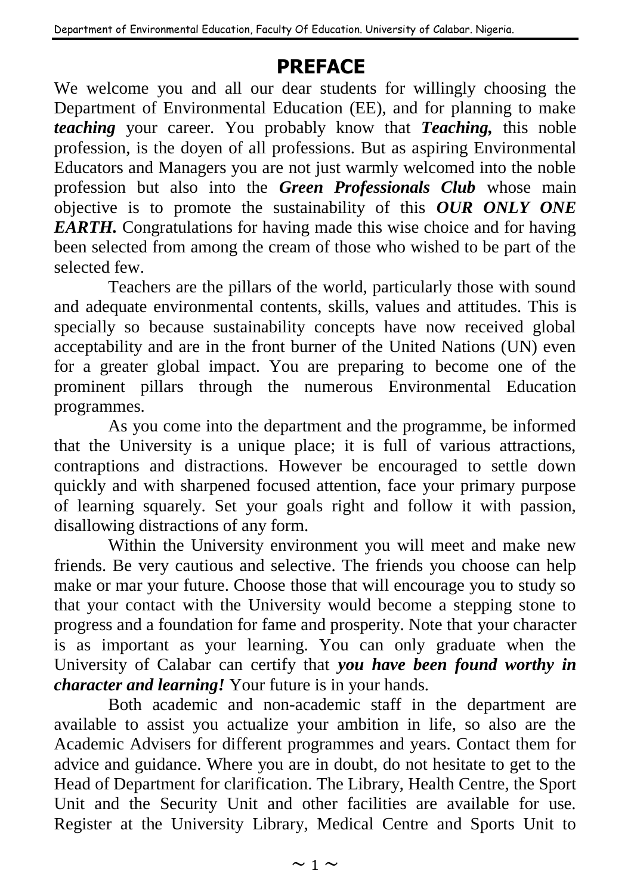# PREFACE

We welcome you and all our dear students for willingly choosing the Department of Environmental Education (EE), and for planning to make ***teaching*** your career. You probably know that ***Teaching,*** this noble profession, is the doyen of all professions. But as aspiring Environmental Educators and Managers you are not just warmly welcomed into the noble profession but also into the ***Green Professionals Club*** whose main objective is to promote the sustainability of this ***OUR ONLY ONE EARTH.*** Congratulations for having made this wise choice and for having been selected from among the cream of those who wished to be part of the selected few.

Teachers are the pillars of the world, particularly those with sound and adequate environmental contents, skills, values and attitudes. This is specially so because sustainability concepts have now received global acceptability and are in the front burner of the United Nations (UN) even for a greater global impact. You are preparing to become one of the prominent pillars through the numerous Environmental Education programmes.

As you come into the department and the programme, be informed that the University is a unique place; it is full of various attractions, contraptions and distractions. However be encouraged to settle down quickly and with sharpened focused attention, face your primary purpose of learning squarely. Set your goals right and follow it with passion, disallowing distractions of any form.

Within the University environment you will meet and make new friends. Be very cautious and selective. The friends you choose can help make or mar your future. Choose those that will encourage you to study so that your contact with the University would become a stepping stone to progress and a foundation for fame and prosperity. Note that your character is as important as your learning. You can only graduate when the University of Calabar can certify that ***you have been found worthy in character and learning!*** Your future is in your hands.

Both academic and non-academic staff in the department are available to assist you actualize your ambition in life, so also are the Academic Advisers for different programmes and years. Contact them for advice and guidance. Where you are in doubt, do not hesitate to get to the Head of Department for clarification. The Library, Health Centre, the Sport Unit and the Security Unit and other facilities are available for use. Register at the University Library, Medical Centre and Sports Unit to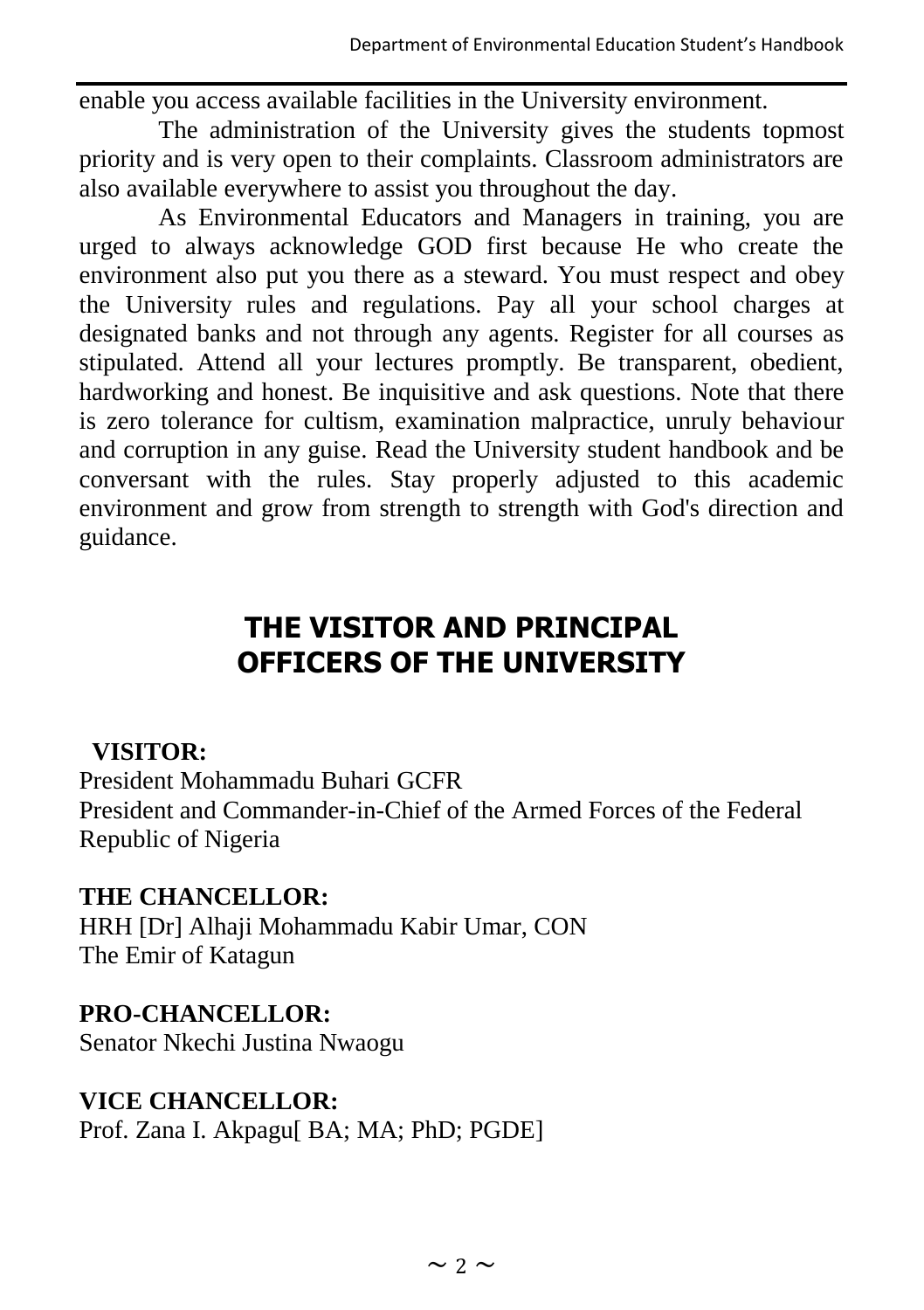enable you access available facilities in the University environment.

The administration of the University gives the students topmost priority and is very open to their complaints. Classroom administrators are also available everywhere to assist you throughout the day.

As Environmental Educators and Managers in training, you are urged to always acknowledge GOD first because He who create the environment also put you there as a steward. You must respect and obey the University rules and regulations. Pay all your school charges at designated banks and not through any agents. Register for all courses as stipulated. Attend all your lectures promptly. Be transparent, obedient, hardworking and honest. Be inquisitive and ask questions. Note that there is zero tolerance for cultism, examination malpractice, unruly behaviour and corruption in any guise. Read the University student handbook and be conversant with the rules. Stay properly adjusted to this academic environment and grow from strength to strength with God's direction and guidance.

## THE VISITOR AND PRINCIPAL OFFICERS OF THE UNIVERSITY

**VISITOR:**
President Mohammadu Buhari GCFR
President and Commander-in-Chief of the Armed Forces of the Federal Republic of Nigeria

**THE CHANCELLOR:**
HRH [Dr] Alhaji Mohammadu Kabir Umar, CON
The Emir of Katagun

**PRO-CHANCELLOR:**
Senator Nkechi Justina Nwaogu

**VICE CHANCELLOR:**
Prof. Zana I. Akpagu[ BA; MA; PhD; PGDE]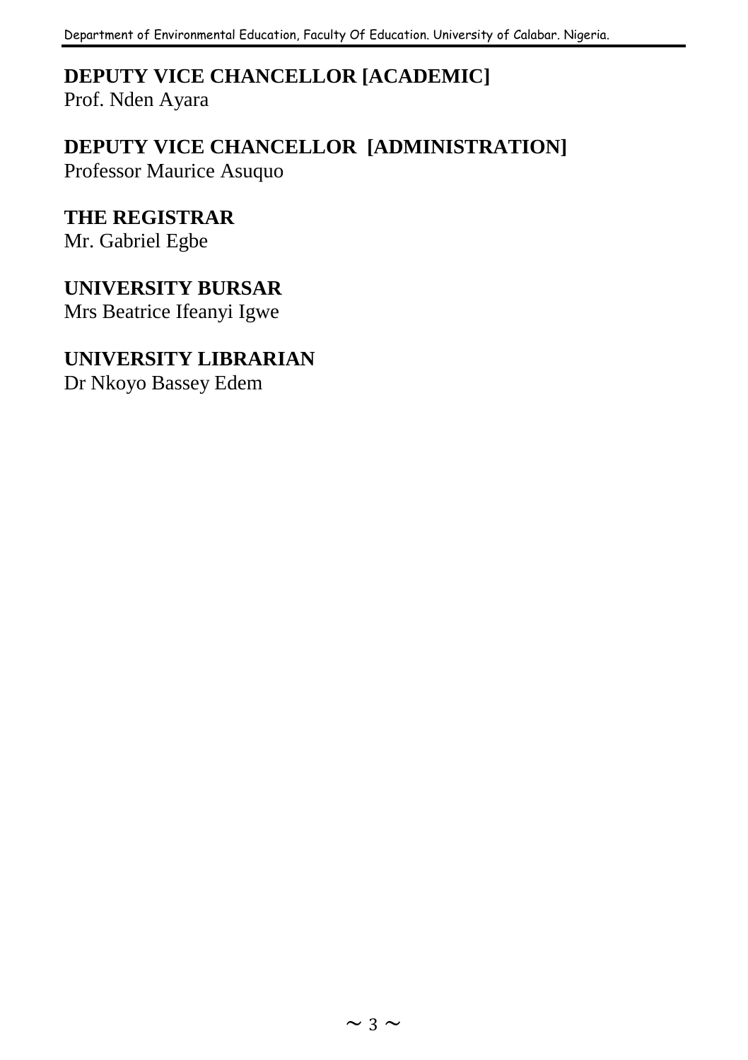**DEPUTY VICE CHANCELLOR [ACADEMIC]**
Prof. Nden Ayara

**DEPUTY VICE CHANCELLOR [ADMINISTRATION]**
Professor Maurice Asuquo

**THE REGISTRAR**
Mr. Gabriel Egbe

**UNIVERSITY BURSAR**
Mrs Beatrice Ifeanyi Igwe

**UNIVERSITY LIBRARIAN**
Dr Nkoyo Bassey Edem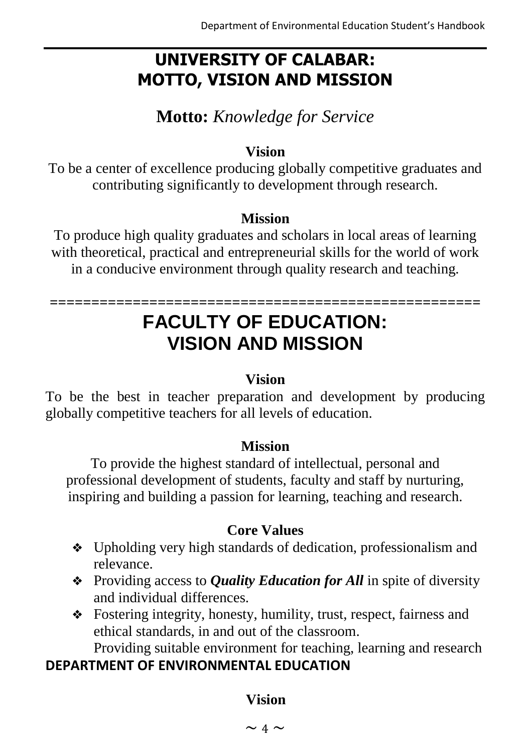# UNIVERSITY OF CALABAR: MOTTO, VISION AND MISSION

**Motto:** *Knowledge for Service*

**Vision**

To be a center of excellence producing globally competitive graduates and contributing significantly to development through research.

**Mission**

To produce high quality graduates and scholars in local areas of learning with theoretical, practical and entrepreneurial skills for the world of work in a conducive environment through quality research and teaching.

=================================================

# FACULTY OF EDUCATION: VISION AND MISSION

**Vision**

To be the best in teacher preparation and development by producing globally competitive teachers for all levels of education.

**Mission**

To provide the highest standard of intellectual, personal and professional development of students, faculty and staff by nurturing, inspiring and building a passion for learning, teaching and research.

**Core Values**

- Upholding very high standards of dedication, professionalism and relevance.
- Providing access to ***Quality Education for All*** in spite of diversity and individual differences.
- Fostering integrity, honesty, humility, trust, respect, fairness and ethical standards, in and out of the classroom.
  Providing suitable environment for teaching, learning and research

**DEPARTMENT OF ENVIRONMENTAL EDUCATION**

**Vision**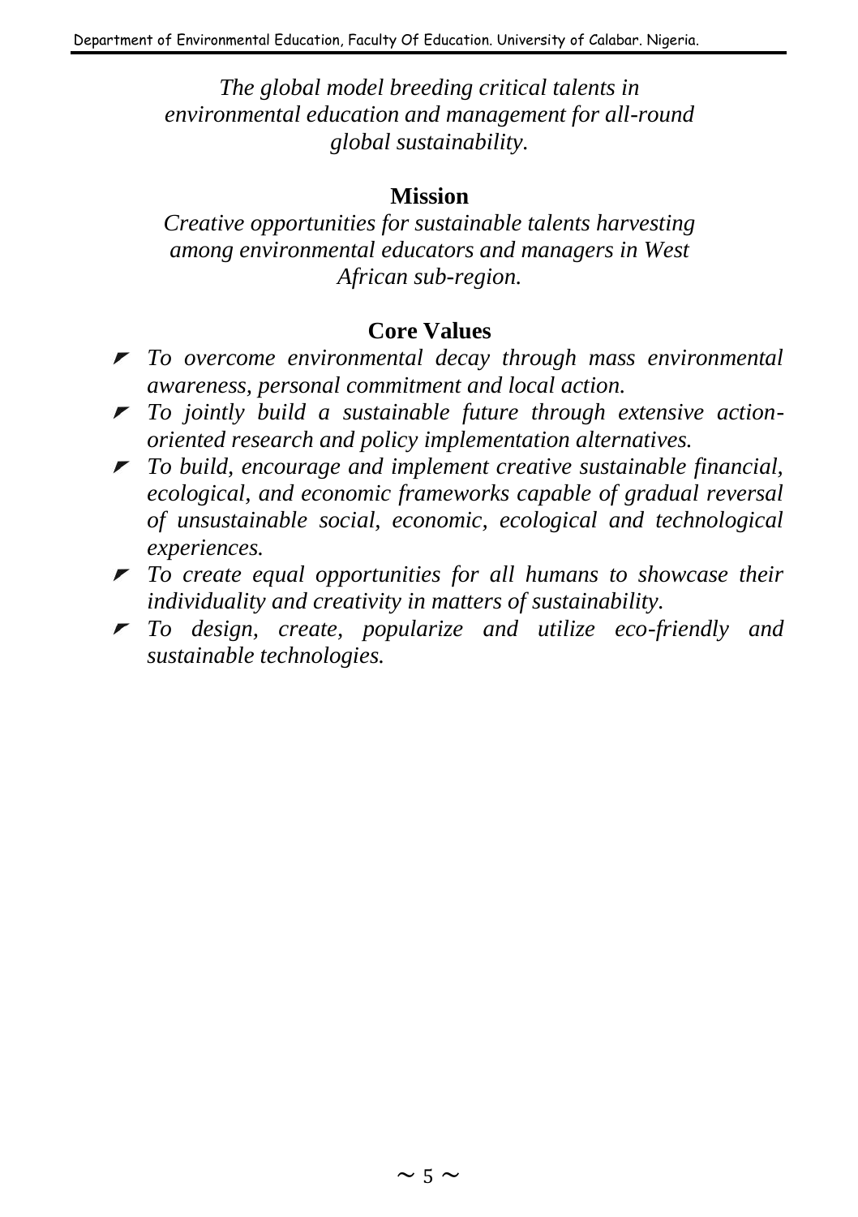*The global model breeding critical talents in environmental education and management for all-round global sustainability.*

## Mission

*Creative opportunities for sustainable talents harvesting among environmental educators and managers in West African sub-region.*

## Core Values

- *To overcome environmental decay through mass environmental awareness, personal commitment and local action.*
- *To jointly build a sustainable future through extensive action-oriented research and policy implementation alternatives.*
- *To build, encourage and implement creative sustainable financial, ecological, and economic frameworks capable of gradual reversal of unsustainable social, economic, ecological and technological experiences.*
- *To create equal opportunities for all humans to showcase their individuality and creativity in matters of sustainability.*
- *To design, create, popularize and utilize eco-friendly and sustainable technologies.*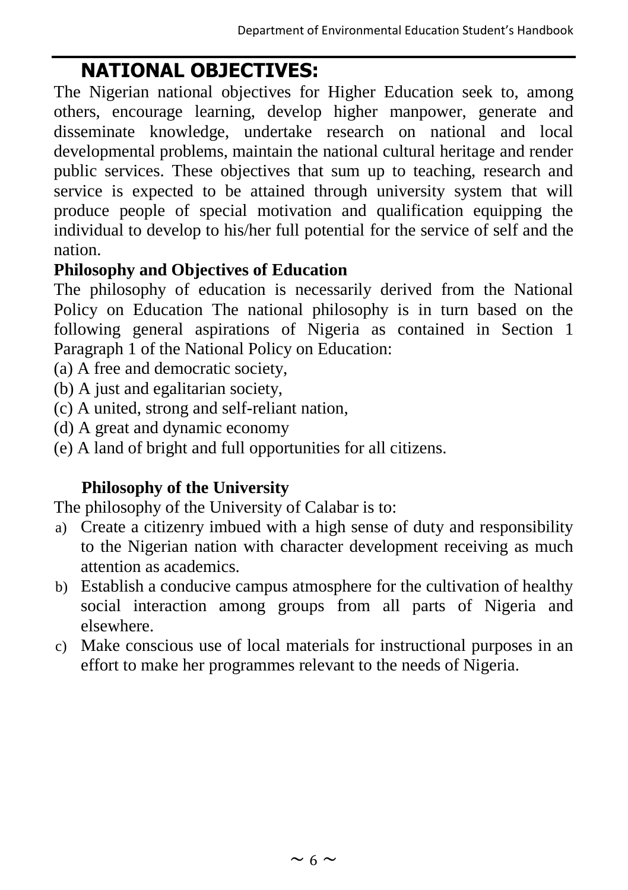## NATIONAL OBJECTIVES:

The Nigerian national objectives for Higher Education seek to, among others, encourage learning, develop higher manpower, generate and disseminate knowledge, undertake research on national and local developmental problems, maintain the national cultural heritage and render public services. These objectives that sum up to teaching, research and service is expected to be attained through university system that will produce people of special motivation and qualification equipping the individual to develop to his/her full potential for the service of self and the nation.

**Philosophy and Objectives of Education**

The philosophy of education is necessarily derived from the National Policy on Education The national philosophy is in turn based on the following general aspirations of Nigeria as contained in Section 1 Paragraph 1 of the National Policy on Education:

(a) A free and democratic society,
(b) A just and egalitarian society,
(c) A united, strong and self-reliant nation,
(d) A great and dynamic economy
(e) A land of bright and full opportunities for all citizens.

**Philosophy of the University**

The philosophy of the University of Calabar is to:

a) Create a citizenry imbued with a high sense of duty and responsibility to the Nigerian nation with character development receiving as much attention as academics.
b) Establish a conducive campus atmosphere for the cultivation of healthy social interaction among groups from all parts of Nigeria and elsewhere.
c) Make conscious use of local materials for instructional purposes in an effort to make her programmes relevant to the needs of Nigeria.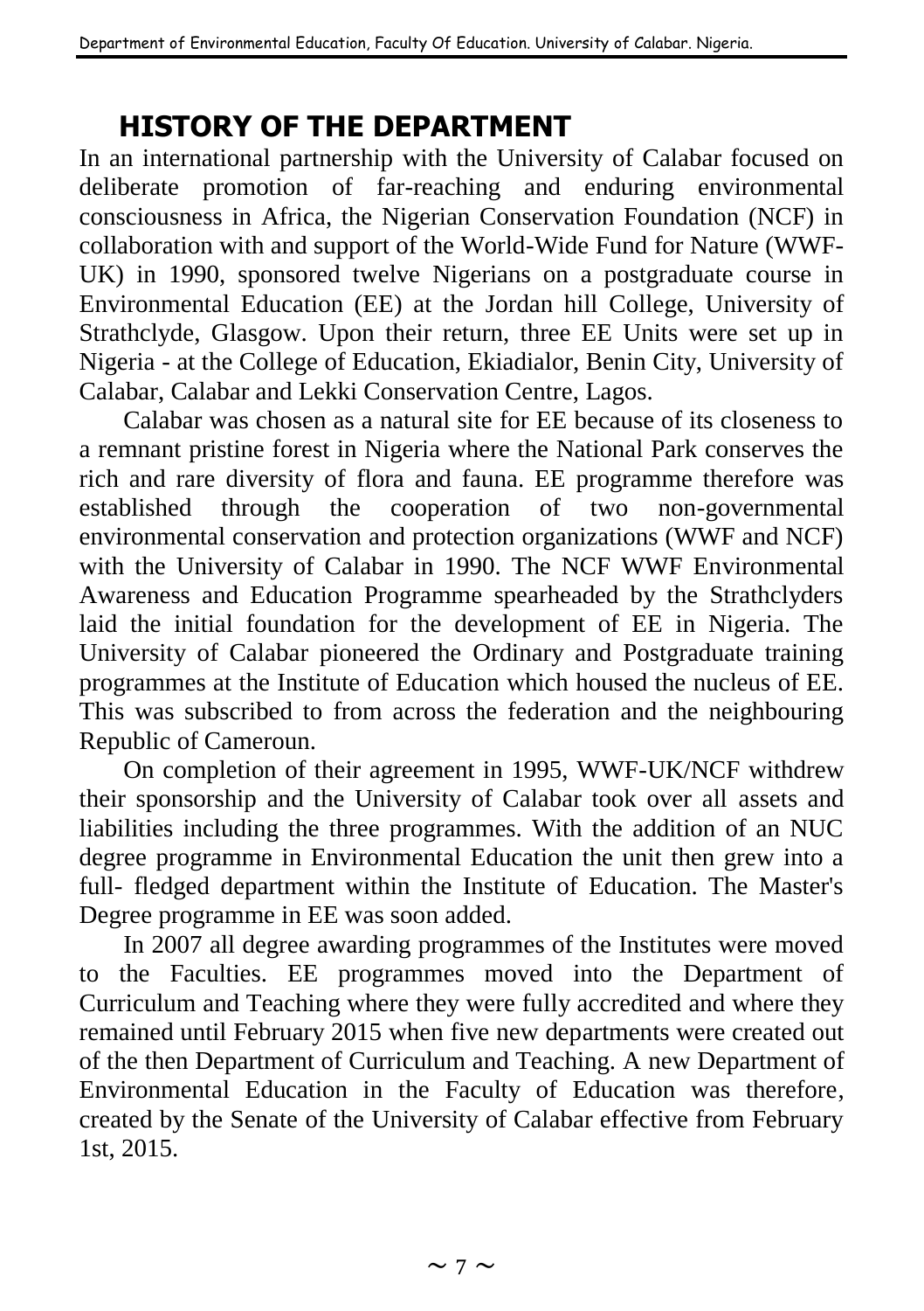## HISTORY OF THE DEPARTMENT

In an international partnership with the University of Calabar focused on deliberate promotion of far-reaching and enduring environmental consciousness in Africa, the Nigerian Conservation Foundation (NCF) in collaboration with and support of the World-Wide Fund for Nature (WWF-UK) in 1990, sponsored twelve Nigerians on a postgraduate course in Environmental Education (EE) at the Jordan hill College, University of Strathclyde, Glasgow. Upon their return, three EE Units were set up in Nigeria - at the College of Education, Ekiadialor, Benin City, University of Calabar, Calabar and Lekki Conservation Centre, Lagos.

Calabar was chosen as a natural site for EE because of its closeness to a remnant pristine forest in Nigeria where the National Park conserves the rich and rare diversity of flora and fauna. EE programme therefore was established through the cooperation of two non-governmental environmental conservation and protection organizations (WWF and NCF) with the University of Calabar in 1990. The NCF WWF Environmental Awareness and Education Programme spearheaded by the Strathclyders laid the initial foundation for the development of EE in Nigeria. The University of Calabar pioneered the Ordinary and Postgraduate training programmes at the Institute of Education which housed the nucleus of EE. This was subscribed to from across the federation and the neighbouring Republic of Cameroun.

On completion of their agreement in 1995, WWF-UK/NCF withdrew their sponsorship and the University of Calabar took over all assets and liabilities including the three programmes. With the addition of an NUC degree programme in Environmental Education the unit then grew into a full- fledged department within the Institute of Education. The Master's Degree programme in EE was soon added.

In 2007 all degree awarding programmes of the Institutes were moved to the Faculties. EE programmes moved into the Department of Curriculum and Teaching where they were fully accredited and where they remained until February 2015 when five new departments were created out of the then Department of Curriculum and Teaching. A new Department of Environmental Education in the Faculty of Education was therefore, created by the Senate of the University of Calabar effective from February 1st, 2015.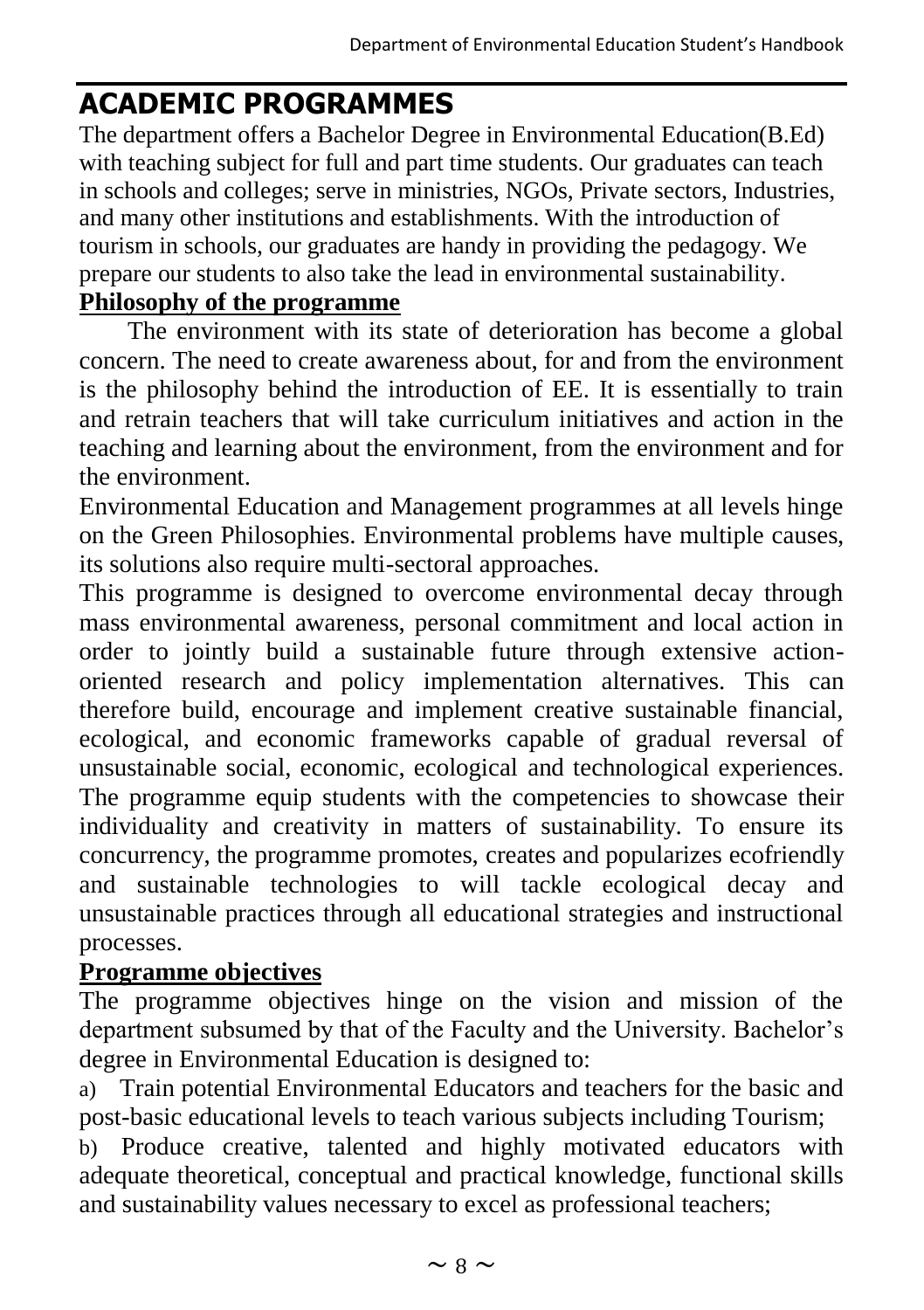# ACADEMIC PROGRAMMES

The department offers a Bachelor Degree in Environmental Education(B.Ed) with teaching subject for full and part time students. Our graduates can teach in schools and colleges; serve in ministries, NGOs, Private sectors, Industries, and many other institutions and establishments. With the introduction of tourism in schools, our graduates are handy in providing the pedagogy. We prepare our students to also take the lead in environmental sustainability.

## **Philosophy of the programme**

The environment with its state of deterioration has become a global concern. The need to create awareness about, for and from the environment is the philosophy behind the introduction of EE. It is essentially to train and retrain teachers that will take curriculum initiatives and action in the teaching and learning about the environment, from the environment and for the environment.

Environmental Education and Management programmes at all levels hinge on the Green Philosophies. Environmental problems have multiple causes, its solutions also require multi-sectoral approaches.

This programme is designed to overcome environmental decay through mass environmental awareness, personal commitment and local action in order to jointly build a sustainable future through extensive action-oriented research and policy implementation alternatives. This can therefore build, encourage and implement creative sustainable financial, ecological, and economic frameworks capable of gradual reversal of unsustainable social, economic, ecological and technological experiences. The programme equip students with the competencies to showcase their individuality and creativity in matters of sustainability. To ensure its concurrency, the programme promotes, creates and popularizes ecofriendly and sustainable technologies to will tackle ecological decay and unsustainable practices through all educational strategies and instructional processes.

## **Programme objectives**

The programme objectives hinge on the vision and mission of the department subsumed by that of the Faculty and the University. Bachelor's degree in Environmental Education is designed to:

a) Train potential Environmental Educators and teachers for the basic and post-basic educational levels to teach various subjects including Tourism;

b) Produce creative, talented and highly motivated educators with adequate theoretical, conceptual and practical knowledge, functional skills and sustainability values necessary to excel as professional teachers;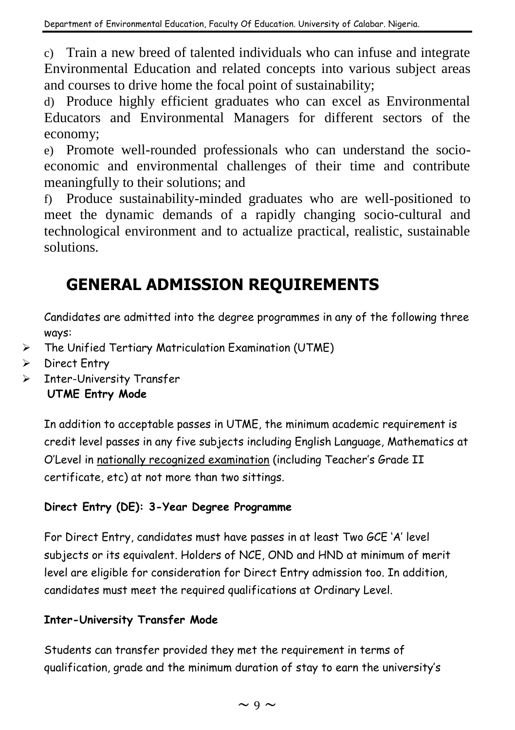c) Train a new breed of talented individuals who can infuse and integrate Environmental Education and related concepts into various subject areas and courses to drive home the focal point of sustainability;

d) Produce highly efficient graduates who can excel as Environmental Educators and Environmental Managers for different sectors of the economy;

e) Promote well-rounded professionals who can understand the socio-economic and environmental challenges of their time and contribute meaningfully to their solutions; and

f) Produce sustainability-minded graduates who are well-positioned to meet the dynamic demands of a rapidly changing socio-cultural and technological environment and to actualize practical, realistic, sustainable solutions.

## GENERAL ADMISSION REQUIREMENTS

Candidates are admitted into the degree programmes in any of the following three ways:

- The Unified Tertiary Matriculation Examination (UTME)
- Direct Entry
- Inter-University Transfer

**UTME Entry Mode**

In addition to acceptable passes in UTME, the minimum academic requirement is credit level passes in any five subjects including English Language, Mathematics at O'Level in nationally recognized examination (including Teacher's Grade II certificate, etc) at not more than two sittings.

**Direct Entry (DE): 3-Year Degree Programme**

For Direct Entry, candidates must have passes in at least Two GCE 'A' level subjects or its equivalent. Holders of NCE, OND and HND at minimum of merit level are eligible for consideration for Direct Entry admission too. In addition, candidates must meet the required qualifications at Ordinary Level.

**Inter-University Transfer Mode**

Students can transfer provided they met the requirement in terms of qualification, grade and the minimum duration of stay to earn the university's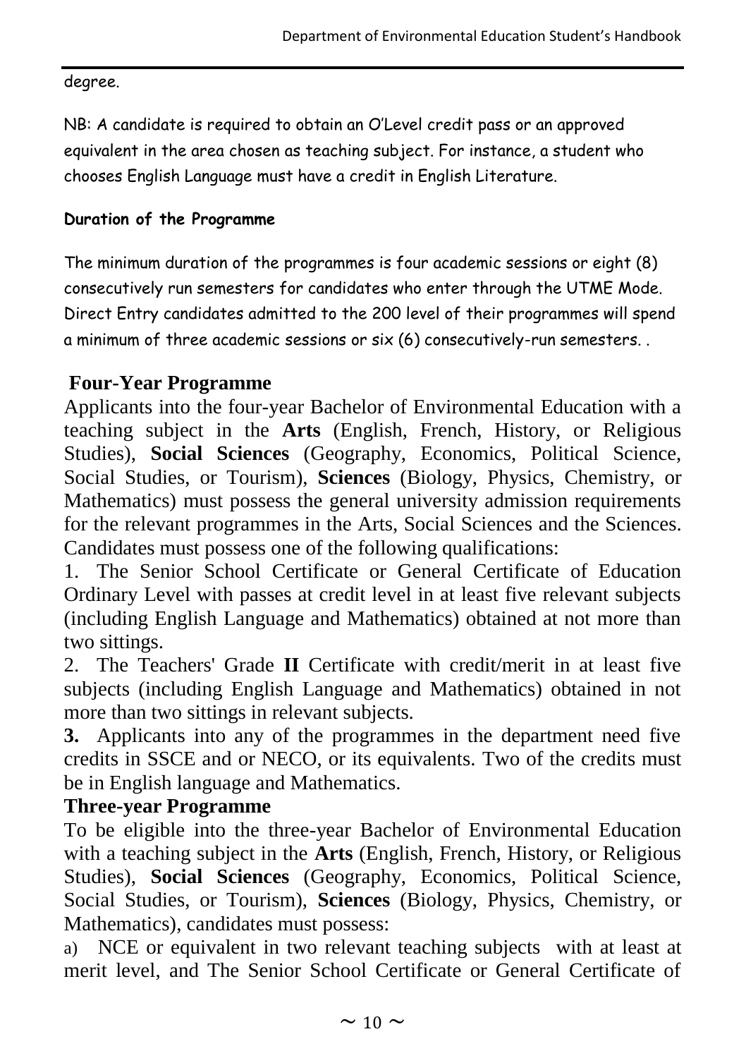degree.

NB: A candidate is required to obtain an O'Level credit pass or an approved equivalent in the area chosen as teaching subject. For instance, a student who chooses English Language must have a credit in English Literature.

**Duration of the Programme**

The minimum duration of the programmes is four academic sessions or eight (8) consecutively run semesters for candidates who enter through the UTME Mode. Direct Entry candidates admitted to the 200 level of their programmes will spend a minimum of three academic sessions or six (6) consecutively-run semesters. .

## Four-Year Programme

Applicants into the four-year Bachelor of Environmental Education with a teaching subject in the **Arts** (English, French, History, or Religious Studies), **Social Sciences** (Geography, Economics, Political Science, Social Studies, or Tourism), **Sciences** (Biology, Physics, Chemistry, or Mathematics) must possess the general university admission requirements for the relevant programmes in the Arts, Social Sciences and the Sciences. Candidates must possess one of the following qualifications:

1. The Senior School Certificate or General Certificate of Education Ordinary Level with passes at credit level in at least five relevant subjects (including English Language and Mathematics) obtained at not more than two sittings.
2. The Teachers' Grade **II** Certificate with credit/merit in at least five subjects (including English Language and Mathematics) obtained in not more than two sittings in relevant subjects.
3. Applicants into any of the programmes in the department need five credits in SSCE and or NECO, or its equivalents. Two of the credits must be in English language and Mathematics.

## Three-year Programme

To be eligible into the three-year Bachelor of Environmental Education with a teaching subject in the **Arts** (English, French, History, or Religious Studies), **Social Sciences** (Geography, Economics, Political Science, Social Studies, or Tourism), **Sciences** (Biology, Physics, Chemistry, or Mathematics), candidates must possess:

a) NCE or equivalent in two relevant teaching subjects with at least at merit level, and The Senior School Certificate or General Certificate of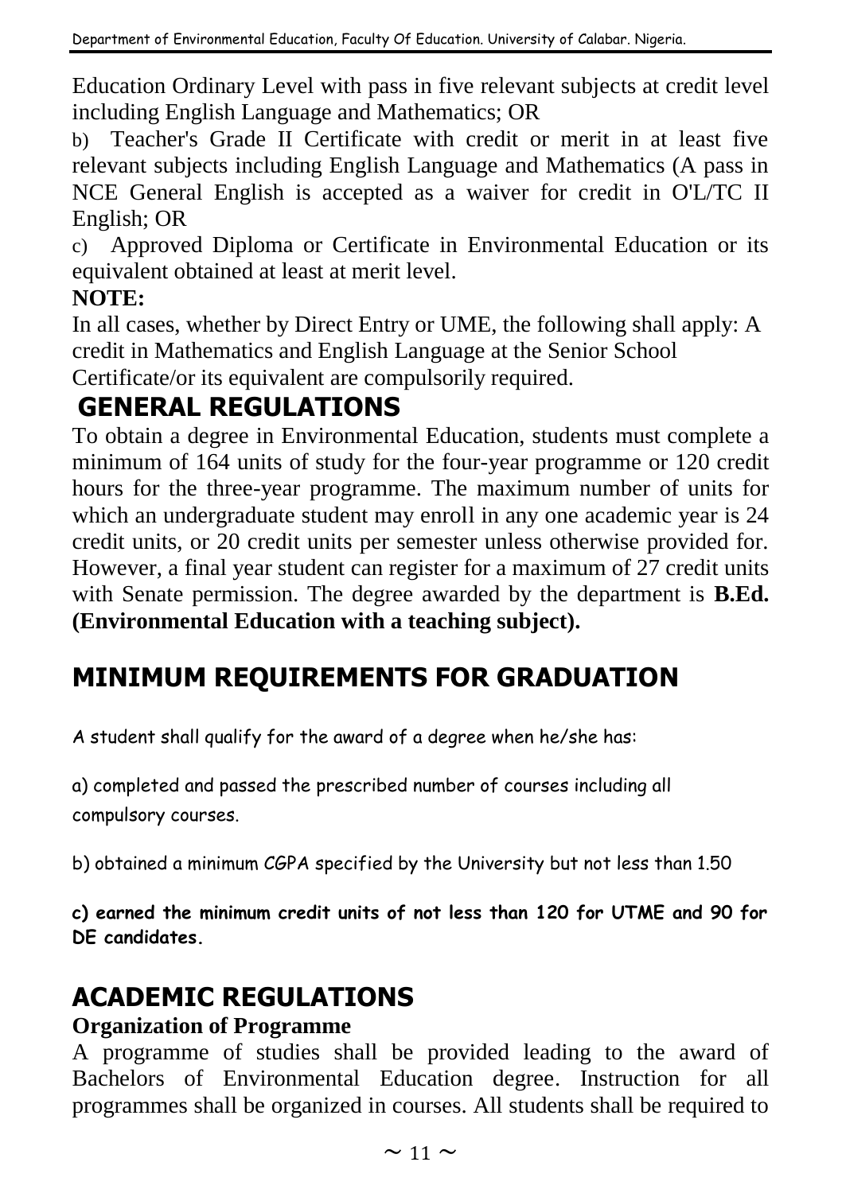Education Ordinary Level with pass in five relevant subjects at credit level including English Language and Mathematics; OR

b) Teacher's Grade II Certificate with credit or merit in at least five relevant subjects including English Language and Mathematics (A pass in NCE General English is accepted as a waiver for credit in O'L/TC II English; OR

c) Approved Diploma or Certificate in Environmental Education or its equivalent obtained at least at merit level.

**NOTE:**

In all cases, whether by Direct Entry or UME, the following shall apply: A credit in Mathematics and English Language at the Senior School Certificate/or its equivalent are compulsorily required.

## GENERAL REGULATIONS

To obtain a degree in Environmental Education, students must complete a minimum of 164 units of study for the four-year programme or 120 credit hours for the three-year programme. The maximum number of units for which an undergraduate student may enroll in any one academic year is 24 credit units, or 20 credit units per semester unless otherwise provided for. However, a final year student can register for a maximum of 27 credit units with Senate permission. The degree awarded by the department is **B.Ed. (Environmental Education with a teaching subject).**

## MINIMUM REQUIREMENTS FOR GRADUATION

A student shall qualify for the award of a degree when he/she has:

a) completed and passed the prescribed number of courses including all compulsory courses.

b) obtained a minimum CGPA specified by the University but not less than 1.50

**c) earned the minimum credit units of not less than 120 for UTME and 90 for DE candidates.**

## ACADEMIC REGULATIONS

### Organization of Programme

A programme of studies shall be provided leading to the award of Bachelors of Environmental Education degree. Instruction for all programmes shall be organized in courses. All students shall be required to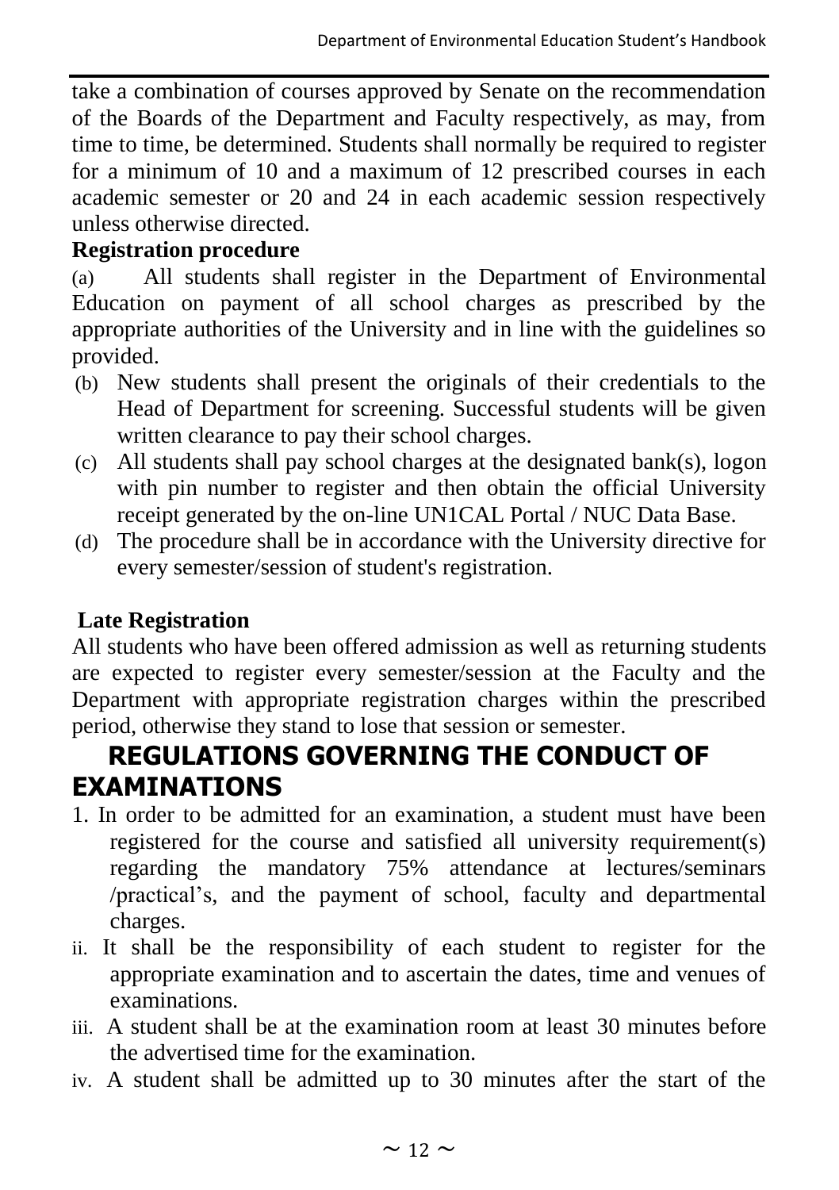take a combination of courses approved by Senate on the recommendation of the Boards of the Department and Faculty respectively, as may, from time to time, be determined. Students shall normally be required to register for a minimum of 10 and a maximum of 12 prescribed courses in each academic semester or 20 and 24 in each academic session respectively unless otherwise directed.

**Registration procedure**

(a) All students shall register in the Department of Environmental Education on payment of all school charges as prescribed by the appropriate authorities of the University and in line with the guidelines so provided.

(b) New students shall present the originals of their credentials to the Head of Department for screening. Successful students will be given written clearance to pay their school charges.

(c) All students shall pay school charges at the designated bank(s), logon with pin number to register and then obtain the official University receipt generated by the on-line UN1CAL Portal / NUC Data Base.

(d) The procedure shall be in accordance with the University directive for every semester/session of student's registration.

**Late Registration**

All students who have been offered admission as well as returning students are expected to register every semester/session at the Faculty and the Department with appropriate registration charges within the prescribed period, otherwise they stand to lose that session or semester.

## REGULATIONS GOVERNING THE CONDUCT OF EXAMINATIONS

1. In order to be admitted for an examination, a student must have been registered for the course and satisfied all university requirement(s) regarding the mandatory 75% attendance at lectures/seminars /practical's, and the payment of school, faculty and departmental charges.

ii. It shall be the responsibility of each student to register for the appropriate examination and to ascertain the dates, time and venues of examinations.

iii. A student shall be at the examination room at least 30 minutes before the advertised time for the examination.

iv. A student shall be admitted up to 30 minutes after the start of the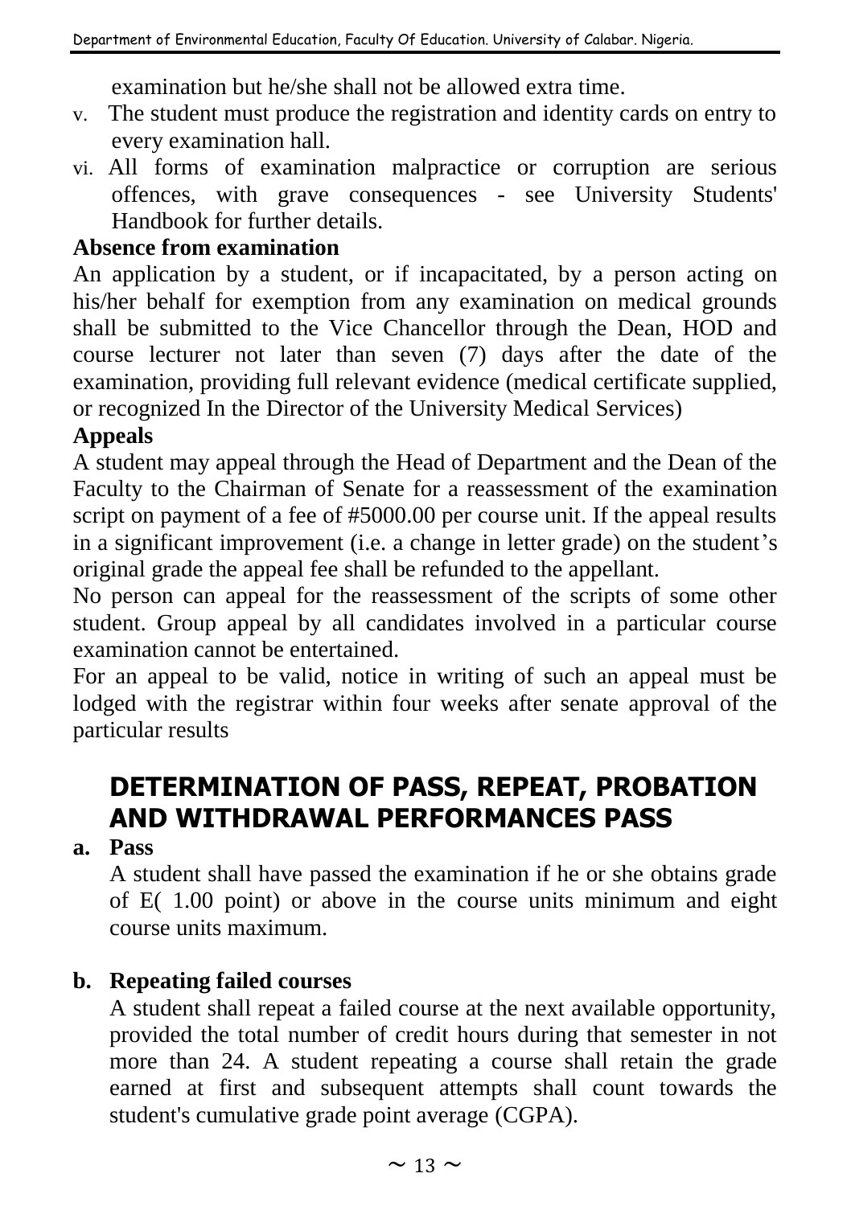examination but he/she shall not be allowed extra time.

v. The student must produce the registration and identity cards on entry to every examination hall.

vi. All forms of examination malpractice or corruption are serious offences, with grave consequences - see University Students' Handbook for further details.

**Absence from examination**

An application by a student, or if incapacitated, by a person acting on his/her behalf for exemption from any examination on medical grounds shall be submitted to the Vice Chancellor through the Dean, HOD and course lecturer not later than seven (7) days after the date of the examination, providing full relevant evidence (medical certificate supplied, or recognized In the Director of the University Medical Services)

**Appeals**

A student may appeal through the Head of Department and the Dean of the Faculty to the Chairman of Senate for a reassessment of the examination script on payment of a fee of #5000.00 per course unit. If the appeal results in a significant improvement (i.e. a change in letter grade) on the student's original grade the appeal fee shall be refunded to the appellant.

No person can appeal for the reassessment of the scripts of some other student. Group appeal by all candidates involved in a particular course examination cannot be entertained.

For an appeal to be valid, notice in writing of such an appeal must be lodged with the registrar within four weeks after senate approval of the particular results

## DETERMINATION OF PASS, REPEAT, PROBATION AND WITHDRAWAL PERFORMANCES PASS

**a. Pass**

A student shall have passed the examination if he or she obtains grade of E( 1.00 point) or above in the course units minimum and eight course units maximum.

**b. Repeating failed courses**

A student shall repeat a failed course at the next available opportunity, provided the total number of credit hours during that semester in not more than 24. A student repeating a course shall retain the grade earned at first and subsequent attempts shall count towards the student's cumulative grade point average (CGPA).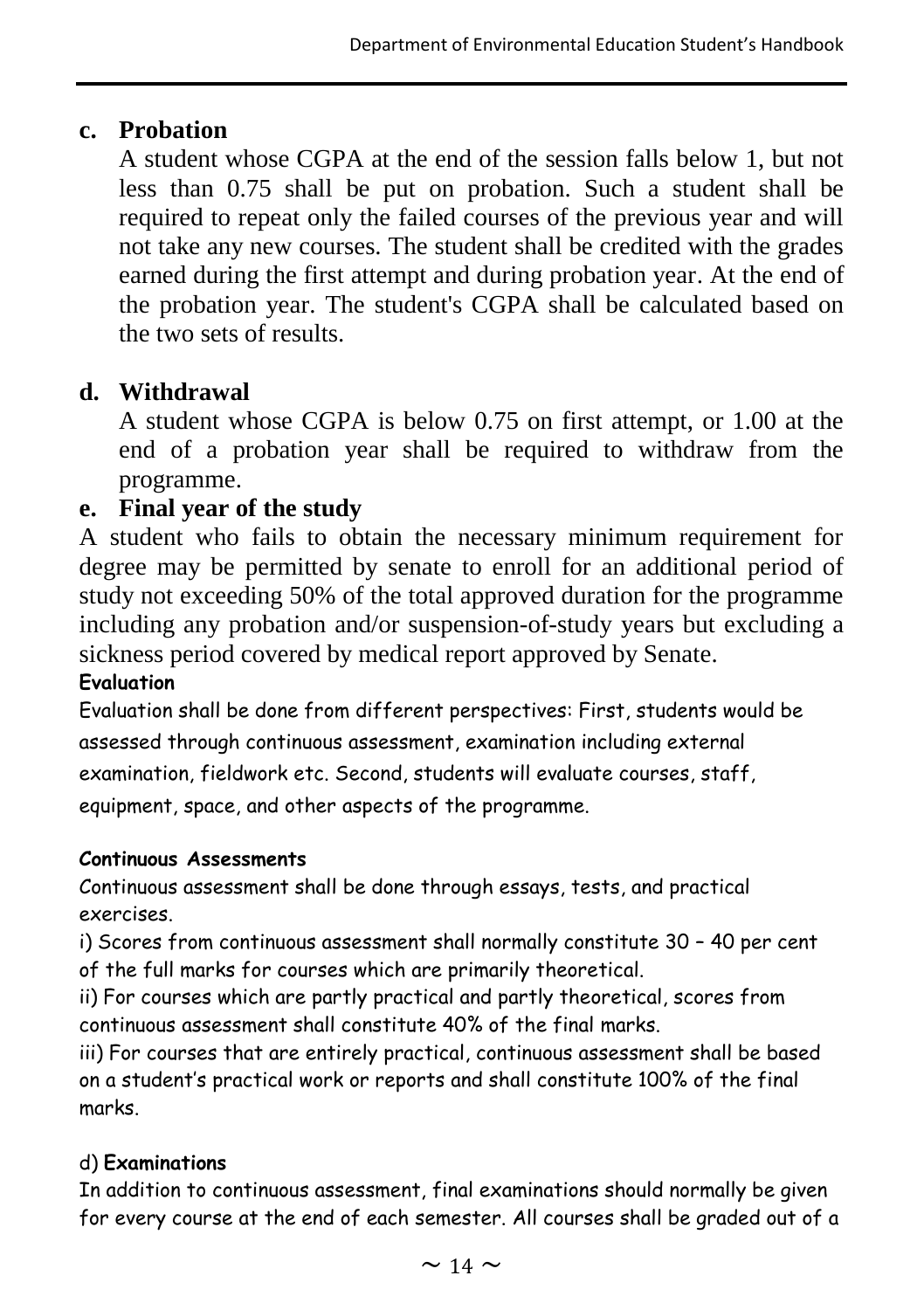### c. Probation

A student whose CGPA at the end of the session falls below 1, but not less than 0.75 shall be put on probation. Such a student shall be required to repeat only the failed courses of the previous year and will not take any new courses. The student shall be credited with the grades earned during the first attempt and during probation year. At the end of the probation year. The student's CGPA shall be calculated based on the two sets of results.

### d. Withdrawal

A student whose CGPA is below 0.75 on first attempt, or 1.00 at the end of a probation year shall be required to withdraw from the programme.

### e. Final year of the study

A student who fails to obtain the necessary minimum requirement for degree may be permitted by senate to enroll for an additional period of study not exceeding 50% of the total approved duration for the programme including any probation and/or suspension-of-study years but excluding a sickness period covered by medical report approved by Senate.

**Evaluation**

Evaluation shall be done from different perspectives: First, students would be assessed through continuous assessment, examination including external examination, fieldwork etc. Second, students will evaluate courses, staff, equipment, space, and other aspects of the programme.

**Continuous Assessments**

Continuous assessment shall be done through essays, tests, and practical exercises.

i) Scores from continuous assessment shall normally constitute 30 – 40 per cent of the full marks for courses which are primarily theoretical.

ii) For courses which are partly practical and partly theoretical, scores from continuous assessment shall constitute 40% of the final marks.

iii) For courses that are entirely practical, continuous assessment shall be based on a student's practical work or reports and shall constitute 100% of the final marks.

d) **Examinations**

In addition to continuous assessment, final examinations should normally be given for every course at the end of each semester. All courses shall be graded out of a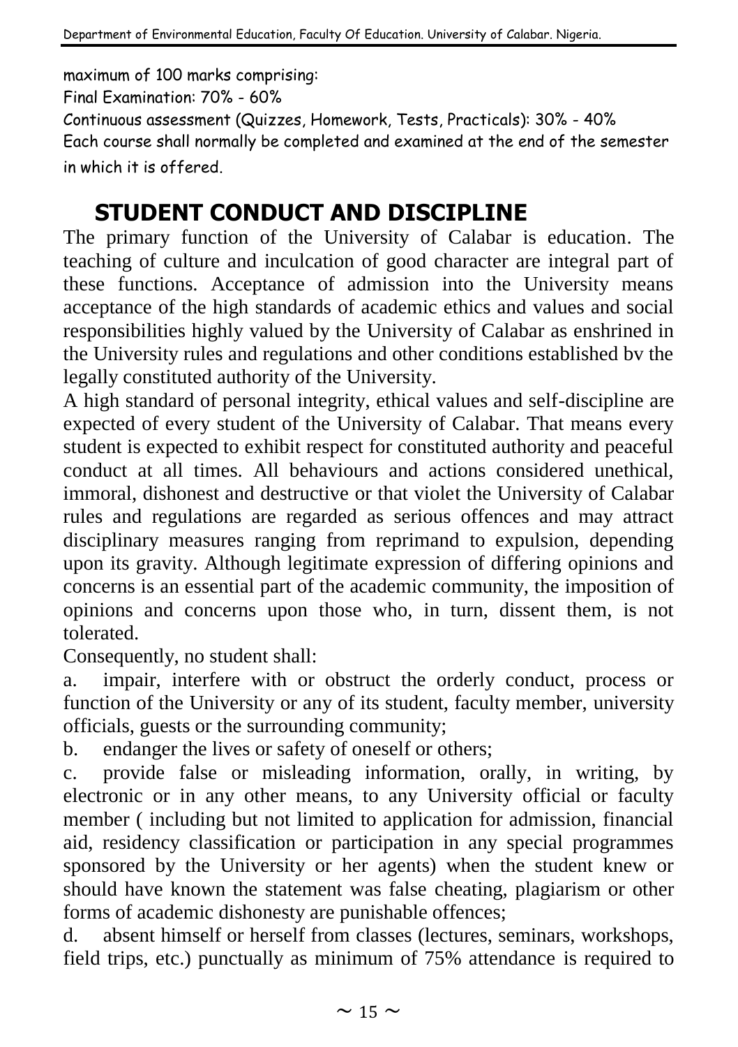maximum of 100 marks comprising:

Final Examination: 70% - 60%

Continuous assessment (Quizzes, Homework, Tests, Practicals): 30% - 40%

Each course shall normally be completed and examined at the end of the semester in which it is offered.

## STUDENT CONDUCT AND DISCIPLINE

The primary function of the University of Calabar is education. The teaching of culture and inculcation of good character are integral part of these functions. Acceptance of admission into the University means acceptance of the high standards of academic ethics and values and social responsibilities highly valued by the University of Calabar as enshrined in the University rules and regulations and other conditions established bv the legally constituted authority of the University.

A high standard of personal integrity, ethical values and self-discipline are expected of every student of the University of Calabar. That means every student is expected to exhibit respect for constituted authority and peaceful conduct at all times. All behaviours and actions considered unethical, immoral, dishonest and destructive or that violet the University of Calabar rules and regulations are regarded as serious offences and may attract disciplinary measures ranging from reprimand to expulsion, depending upon its gravity. Although legitimate expression of differing opinions and concerns is an essential part of the academic community, the imposition of opinions and concerns upon those who, in turn, dissent them, is not tolerated.

Consequently, no student shall:

a. impair, interfere with or obstruct the orderly conduct, process or function of the University or any of its student, faculty member, university officials, guests or the surrounding community;

b. endanger the lives or safety of oneself or others;

c. provide false or misleading information, orally, in writing, by electronic or in any other means, to any University official or faculty member ( including but not limited to application for admission, financial aid, residency classification or participation in any special programmes sponsored by the University or her agents) when the student knew or should have known the statement was false cheating, plagiarism or other forms of academic dishonesty are punishable offences;

d. absent himself or herself from classes (lectures, seminars, workshops, field trips, etc.) punctually as minimum of 75% attendance is required to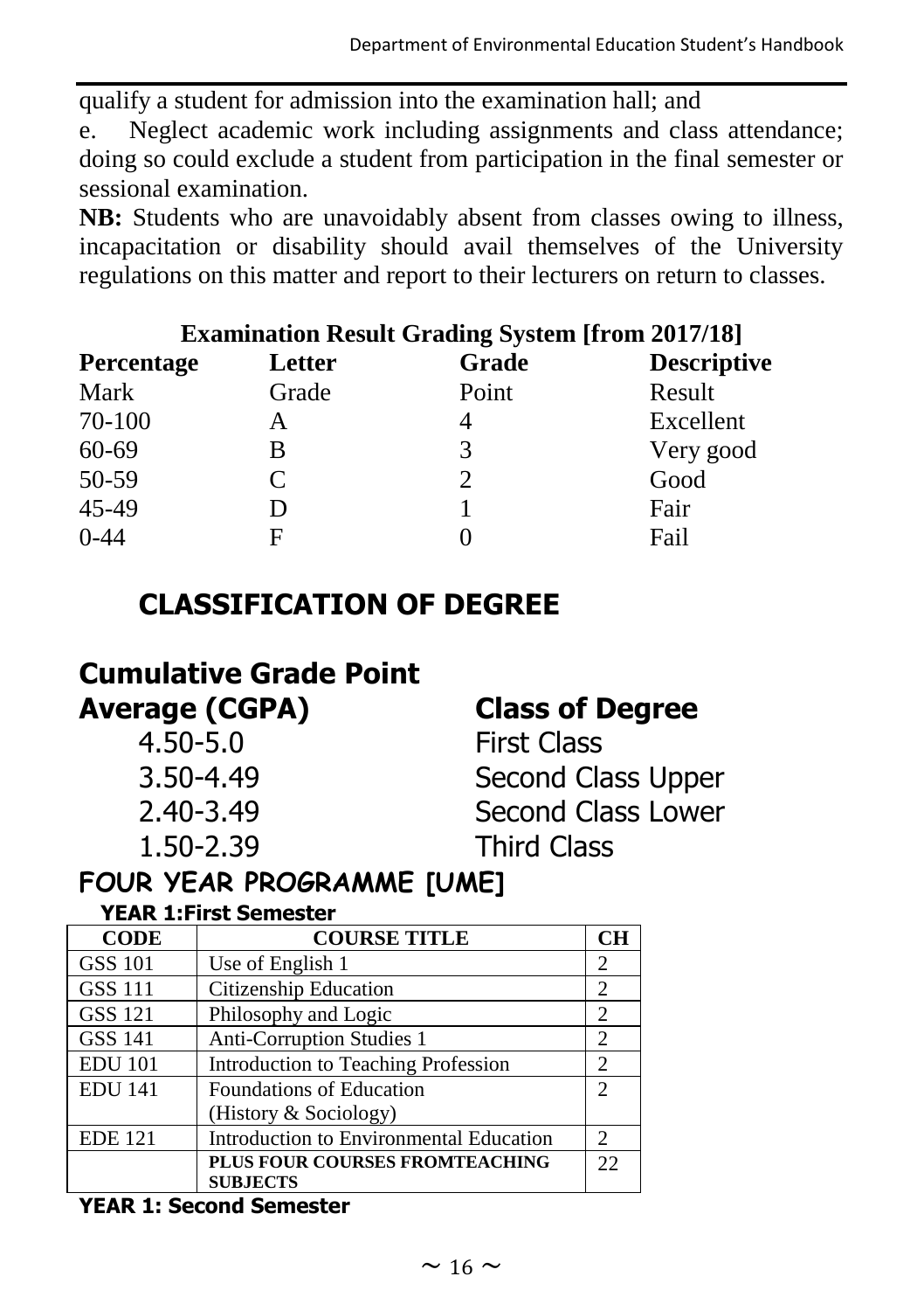qualify a student for admission into the examination hall; and

e. Neglect academic work including assignments and class attendance; doing so could exclude a student from participation in the final semester or sessional examination.

**NB:** Students who are unavoidably absent from classes owing to illness, incapacitation or disability should avail themselves of the University regulations on this matter and report to their lecturers on return to classes.

**Examination Result Grading System [from 2017/18]**

| **Percentage** Mark | **Letter** Grade | **Grade** Point | **Descriptive** Result |
|---|---|---|---|
| 70-100 | A | 4 | Excellent |
| 60-69 | B | 3 | Very good |
| 50-59 | C | 2 | Good |
| 45-49 | D | 1 | Fair |
| 0-44 | F | 0 | Fail |

## CLASSIFICATION OF DEGREE

| **Cumulative Grade Point Average (CGPA)** | **Class of Degree** |
|---|---|
| 4.50-5.0 | First Class |
| 3.50-4.49 | Second Class Upper |
| 2.40-3.49 | Second Class Lower |
| 1.50-2.39 | Third Class |

## FOUR YEAR PROGRAMME [UME]

**YEAR 1:First Semester**

| CODE | COURSE TITLE | CH |
|---|---|---|
| GSS 101 | Use of English 1 | 2 |
| GSS 111 | Citizenship Education | 2 |
| GSS 121 | Philosophy and Logic | 2 |
| GSS 141 | Anti-Corruption Studies 1 | 2 |
| EDU 101 | Introduction to Teaching Profession | 2 |
| EDU 141 | Foundations of Education (History & Sociology) | 2 |
| EDE 121 | Introduction to Environmental Education | 2 |
| | **PLUS FOUR COURSES FROMTEACHING SUBJECTS** | 22 |

**YEAR 1: Second Semester**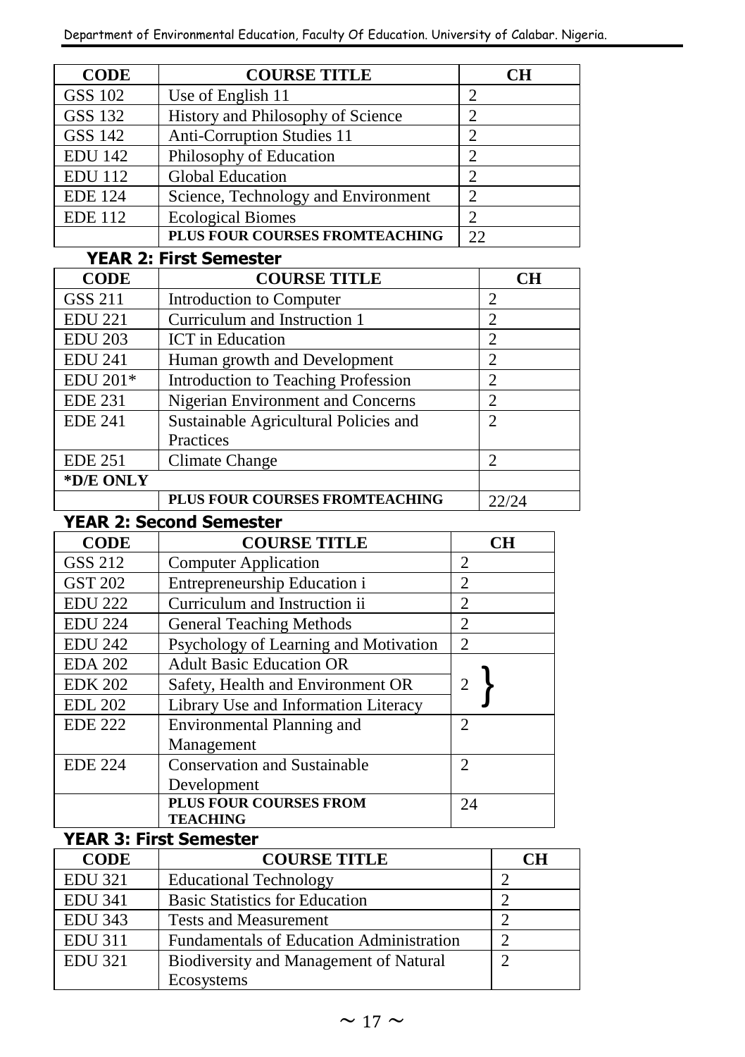| CODE | COURSE TITLE | CH |
|---|---|---|
| GSS 102 | Use of English 11 | 2 |
| GSS 132 | History and Philosophy of Science | 2 |
| GSS 142 | Anti-Corruption Studies 11 | 2 |
| EDU 142 | Philosophy of Education | 2 |
| EDU 112 | Global Education | 2 |
| EDE 124 | Science, Technology and Environment | 2 |
| EDE 112 | Ecological Biomes | 2 |
| | **PLUS FOUR COURSES FROMTEACHING** | 22 |

**YEAR 2: First Semester**

| CODE | COURSE TITLE | CH |
|---|---|---|
| GSS 211 | Introduction to Computer | 2 |
| EDU 221 | Curriculum and Instruction 1 | 2 |
| EDU 203 | ICT in Education | 2 |
| EDU 241 | Human growth and Development | 2 |
| EDU 201* | Introduction to Teaching Profession | 2 |
| EDE 231 | Nigerian Environment and Concerns | 2 |
| EDE 241 | Sustainable Agricultural Policies and Practices | 2 |
| EDE 251 | Climate Change | 2 |
| **\*D/E ONLY** | | |
| | **PLUS FOUR COURSES FROMTEACHING** | 22/24 |

**YEAR 2: Second Semester**

| CODE | COURSE TITLE | CH |
|---|---|---|
| GSS 212 | Computer Application | 2 |
| GST 202 | Entrepreneurship Education i | 2 |
| EDU 222 | Curriculum and Instruction ii | 2 |
| EDU 224 | General Teaching Methods | 2 |
| EDU 242 | Psychology of Learning and Motivation | 2 |
| EDA 202 | Adult Basic Education OR | 2 } |
| EDK 202 | Safety, Health and Environment OR | |
| EDL 202 | Library Use and Information Literacy | |
| EDE 222 | Environmental Planning and Management | 2 |
| EDE 224 | Conservation and Sustainable Development | 2 |
| | **PLUS FOUR COURSES FROM TEACHING** | 24 |

**YEAR 3: First Semester**

| CODE | COURSE TITLE | CH |
|---|---|---|
| EDU 321 | Educational Technology | 2 |
| EDU 341 | Basic Statistics for Education | 2 |
| EDU 343 | Tests and Measurement | 2 |
| EDU 311 | Fundamentals of Education Administration | 2 |
| EDU 321 | Biodiversity and Management of Natural Ecosystems | 2 |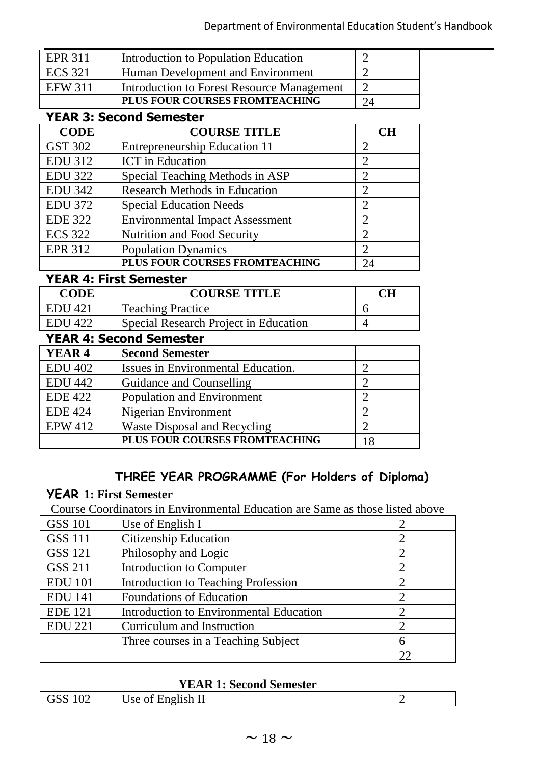| | | |
|---|---|---|
| EPR 311 | Introduction to Population Education | 2 |
| ECS 321 | Human Development and Environment | 2 |
| EFW 311 | Introduction to Forest Resource Management | 2 |
| | **PLUS FOUR COURSES FROMTEACHING** | 24 |

**YEAR 3: Second Semester**

| CODE | COURSE TITLE | CH |
|---|---|---|
| GST 302 | Entrepreneurship Education 11 | 2 |
| EDU 312 | ICT in Education | 2 |
| EDU 322 | Special Teaching Methods in ASP | 2 |
| EDU 342 | Research Methods in Education | 2 |
| EDU 372 | Special Education Needs | 2 |
| EDE 322 | Environmental Impact Assessment | 2 |
| ECS 322 | Nutrition and Food Security | 2 |
| EPR 312 | Population Dynamics | 2 |
| | **PLUS FOUR COURSES FROMTEACHING** | 24 |

**YEAR 4: First Semester**

| CODE | COURSE TITLE | CH |
|---|---|---|
| EDU 421 | Teaching Practice | 6 |
| EDU 422 | Special Research Project in Education | 4 |

**YEAR 4: Second Semester**

| YEAR 4 | Second Semester | |
|---|---|---|
| EDU 402 | Issues in Environmental Education. | 2 |
| EDU 442 | Guidance and Counselling | 2 |
| EDE 422 | Population and Environment | 2 |
| EDE 424 | Nigerian Environment | 2 |
| EPW 412 | Waste Disposal and Recycling | 2 |
| | **PLUS FOUR COURSES FROMTEACHING** | 18 |

## THREE YEAR PROGRAMME (For Holders of Diploma)

**YEAR 1: First Semester**

Course Coordinators in Environmental Education are Same as those listed above

| | | |
|---|---|---|
| GSS 101 | Use of English I | 2 |
| GSS 111 | Citizenship Education | 2 |
| GSS 121 | Philosophy and Logic | 2 |
| GSS 211 | Introduction to Computer | 2 |
| EDU 101 | Introduction to Teaching Profession | 2 |
| EDU 141 | Foundations of Education | 2 |
| EDE 121 | Introduction to Environmental Education | 2 |
| EDU 221 | Curriculum and Instruction | 2 |
| | Three courses in a Teaching Subject | 6 |
| | | 22 |

**YEAR 1: Second Semester**

| | | |
|---|---|---|
| GSS 102 | Use of English II | 2 |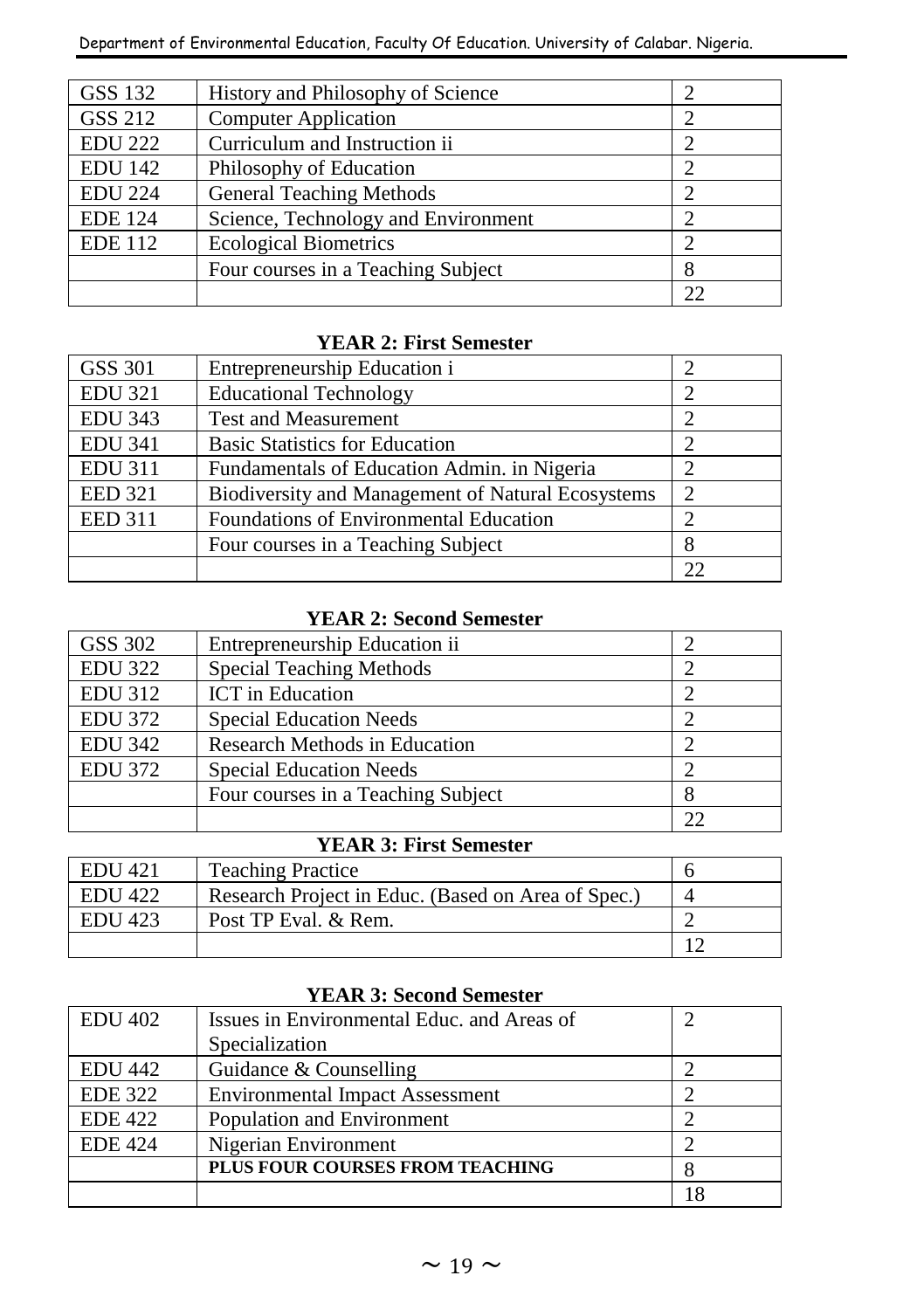| | | |
|---|---|---|
| GSS 132 | History and Philosophy of Science | 2 |
| GSS 212 | Computer Application | 2 |
| EDU 222 | Curriculum and Instruction ii | 2 |
| EDU 142 | Philosophy of Education | 2 |
| EDU 224 | General Teaching Methods | 2 |
| EDE 124 | Science, Technology and Environment | 2 |
| EDE 112 | Ecological Biometrics | 2 |
| | Four courses in a Teaching Subject | 8 |
| | | 22 |

**YEAR 2: First Semester**

| | | |
|---|---|---|
| GSS 301 | Entrepreneurship Education i | 2 |
| EDU 321 | Educational Technology | 2 |
| EDU 343 | Test and Measurement | 2 |
| EDU 341 | Basic Statistics for Education | 2 |
| EDU 311 | Fundamentals of Education Admin. in Nigeria | 2 |
| EED 321 | Biodiversity and Management of Natural Ecosystems | 2 |
| EED 311 | Foundations of Environmental Education | 2 |
| | Four courses in a Teaching Subject | 8 |
| | | 22 |

**YEAR 2: Second Semester**

| | | |
|---|---|---|
| GSS 302 | Entrepreneurship Education ii | 2 |
| EDU 322 | Special Teaching Methods | 2 |
| EDU 312 | ICT in Education | 2 |
| EDU 372 | Special Education Needs | 2 |
| EDU 342 | Research Methods in Education | 2 |
| EDU 372 | Special Education Needs | 2 |
| | Four courses in a Teaching Subject | 8 |
| | | 22 |

**YEAR 3: First Semester**

| | | |
|---|---|---|
| EDU 421 | Teaching Practice | 6 |
| EDU 422 | Research Project in Educ. (Based on Area of Spec.) | 4 |
| EDU 423 | Post TP Eval. & Rem. | 2 |
| | | 12 |

**YEAR 3: Second Semester**

| | | |
|---|---|---|
| EDU 402 | Issues in Environmental Educ. and Areas of Specialization | 2 |
| EDU 442 | Guidance & Counselling | 2 |
| EDE 322 | Environmental Impact Assessment | 2 |
| EDE 422 | Population and Environment | 2 |
| EDE 424 | Nigerian Environment | 2 |
| | **PLUS FOUR COURSES FROM TEACHING** | 8 |
| | | 18 |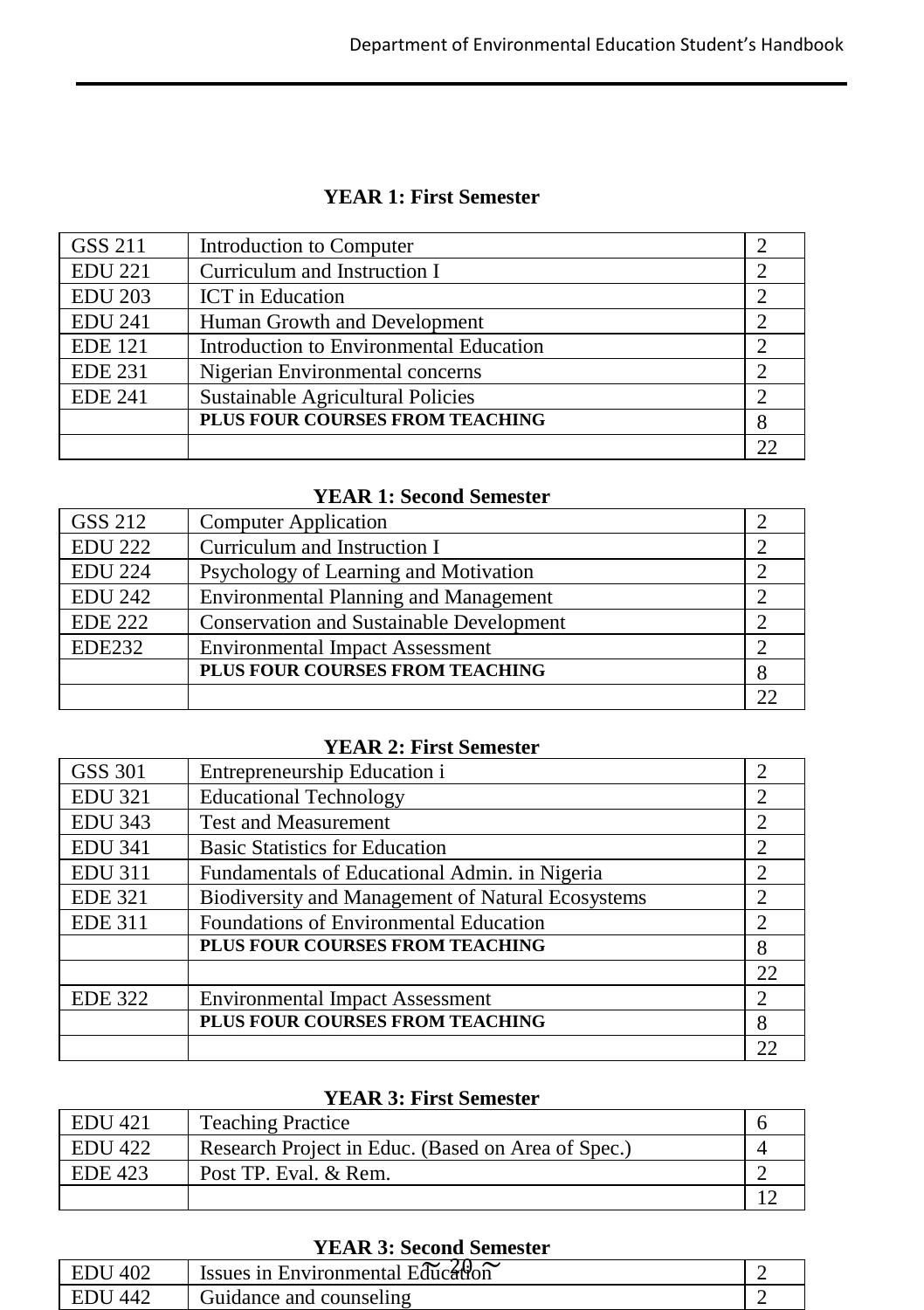### YEAR 1: First Semester

| | | |
|---|---|---|
| GSS 211 | Introduction to Computer | 2 |
| EDU 221 | Curriculum and Instruction I | 2 |
| EDU 203 | ICT in Education | 2 |
| EDU 241 | Human Growth and Development | 2 |
| EDE 121 | Introduction to Environmental Education | 2 |
| EDE 231 | Nigerian Environmental concerns | 2 |
| EDE 241 | Sustainable Agricultural Policies | 2 |
| | **PLUS FOUR COURSES FROM TEACHING** | 8 |
| | | 22 |

### YEAR 1: Second Semester

| | | |
|---|---|---|
| GSS 212 | Computer Application | 2 |
| EDU 222 | Curriculum and Instruction I | 2 |
| EDU 224 | Psychology of Learning and Motivation | 2 |
| EDU 242 | Environmental Planning and Management | 2 |
| EDE 222 | Conservation and Sustainable Development | 2 |
| EDE232 | Environmental Impact Assessment | 2 |
| | **PLUS FOUR COURSES FROM TEACHING** | 8 |
| | | 22 |

### YEAR 2: First Semester

| | | |
|---|---|---|
| GSS 301 | Entrepreneurship Education i | 2 |
| EDU 321 | Educational Technology | 2 |
| EDU 343 | Test and Measurement | 2 |
| EDU 341 | Basic Statistics for Education | 2 |
| EDU 311 | Fundamentals of Educational Admin. in Nigeria | 2 |
| EDE 321 | Biodiversity and Management of Natural Ecosystems | 2 |
| EDE 311 | Foundations of Environmental Education | 2 |
| | **PLUS FOUR COURSES FROM TEACHING** | 8 |
| | | 22 |
| EDE 322 | Environmental Impact Assessment | 2 |
| | **PLUS FOUR COURSES FROM TEACHING** | 8 |
| | | 22 |

### YEAR 3: First Semester

| | | |
|---|---|---|
| EDU 421 | Teaching Practice | 6 |
| EDU 422 | Research Project in Educ. (Based on Area of Spec.) | 4 |
| EDE 423 | Post TP. Eval. & Rem. | 2 |
| | | 12 |

### YEAR 3: Second Semester

| | | |
|---|---|---|
| EDU 402 | Issues in Environmental Education | 2 |
| EDU 442 | Guidance and counseling | 2 |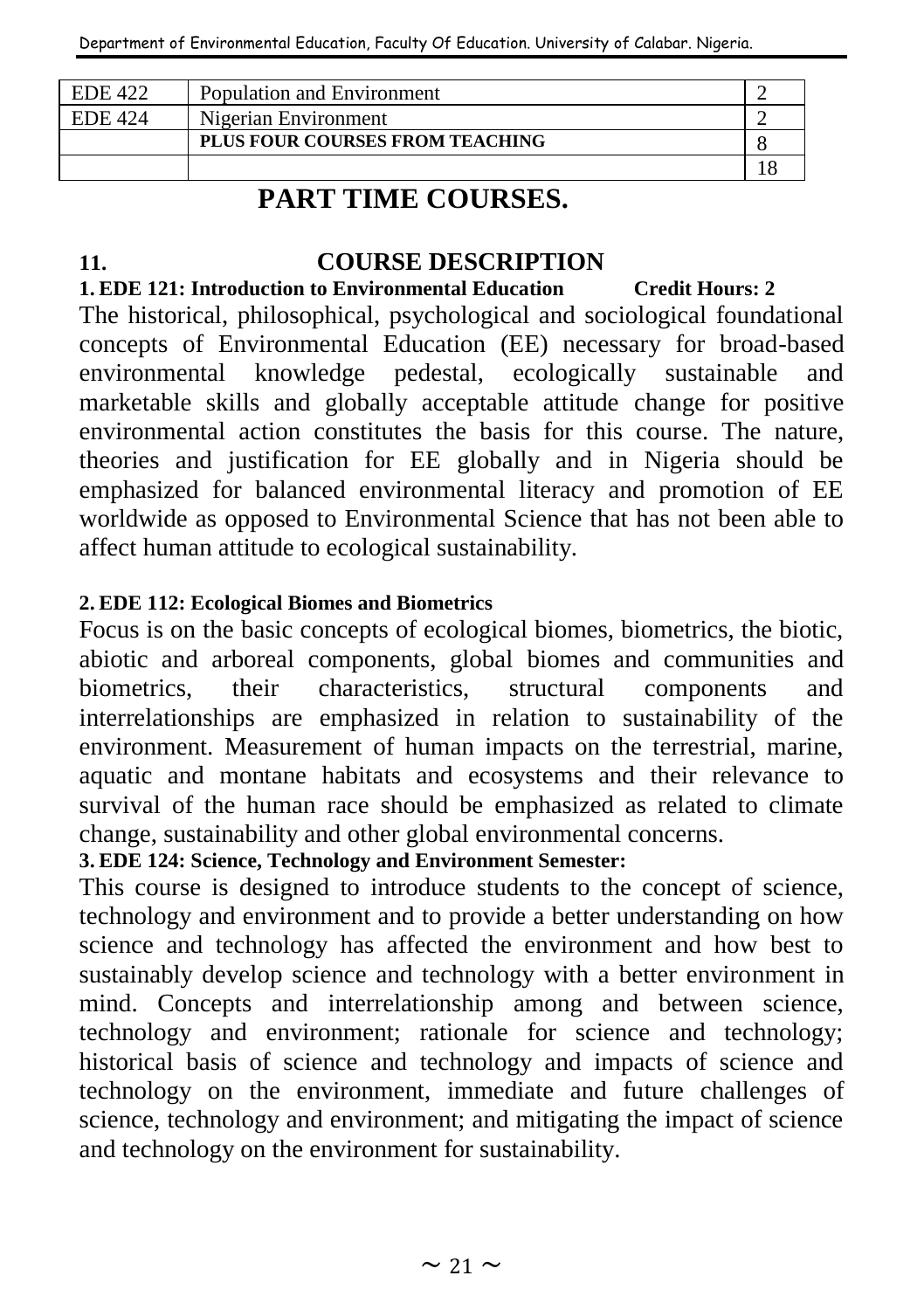| EDE 422 | Population and Environment | 2 |
|---|---|---|
| EDE 424 | Nigerian Environment | 2 |
| | **PLUS FOUR COURSES FROM TEACHING** | 8 |
| | | 18 |

# PART TIME COURSES.

## 11. COURSE DESCRIPTION

**1. EDE 121: Introduction to Environmental Education Credit Hours: 2**

The historical, philosophical, psychological and sociological foundational concepts of Environmental Education (EE) necessary for broad-based environmental knowledge pedestal, ecologically sustainable and marketable skills and globally acceptable attitude change for positive environmental action constitutes the basis for this course. The nature, theories and justification for EE globally and in Nigeria should be emphasized for balanced environmental literacy and promotion of EE worldwide as opposed to Environmental Science that has not been able to affect human attitude to ecological sustainability.

**2. EDE 112: Ecological Biomes and Biometrics**

Focus is on the basic concepts of ecological biomes, biometrics, the biotic, abiotic and arboreal components, global biomes and communities and biometrics, their characteristics, structural components and interrelationships are emphasized in relation to sustainability of the environment. Measurement of human impacts on the terrestrial, marine, aquatic and montane habitats and ecosystems and their relevance to survival of the human race should be emphasized as related to climate change, sustainability and other global environmental concerns.

**3. EDE 124: Science, Technology and Environment Semester:**

This course is designed to introduce students to the concept of science, technology and environment and to provide a better understanding on how science and technology has affected the environment and how best to sustainably develop science and technology with a better environment in mind. Concepts and interrelationship among and between science, technology and environment; rationale for science and technology; historical basis of science and technology and impacts of science and technology on the environment, immediate and future challenges of science, technology and environment; and mitigating the impact of science and technology on the environment for sustainability.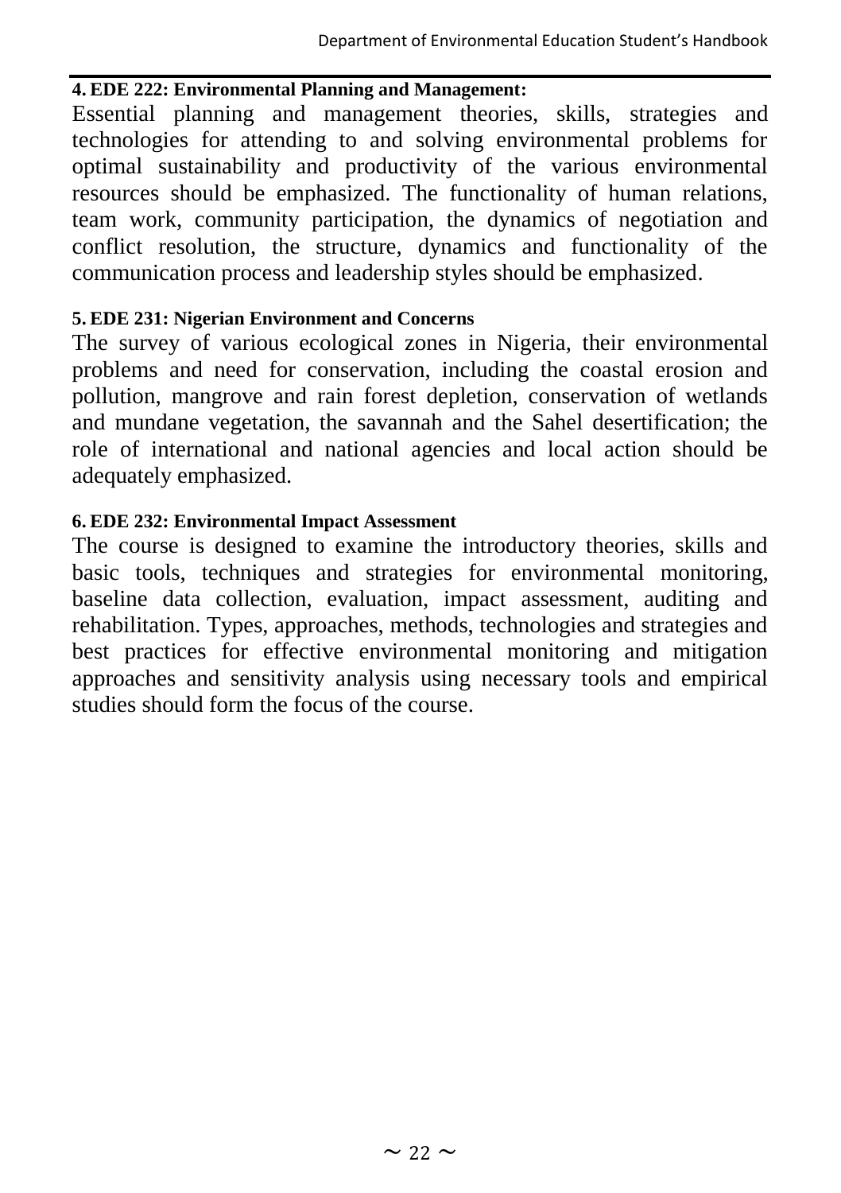**4. EDE 222: Environmental Planning and Management:**

Essential planning and management theories, skills, strategies and technologies for attending to and solving environmental problems for optimal sustainability and productivity of the various environmental resources should be emphasized. The functionality of human relations, team work, community participation, the dynamics of negotiation and conflict resolution, the structure, dynamics and functionality of the communication process and leadership styles should be emphasized.

**5. EDE 231: Nigerian Environment and Concerns**

The survey of various ecological zones in Nigeria, their environmental problems and need for conservation, including the coastal erosion and pollution, mangrove and rain forest depletion, conservation of wetlands and mundane vegetation, the savannah and the Sahel desertification; the role of international and national agencies and local action should be adequately emphasized.

**6. EDE 232: Environmental Impact Assessment**

The course is designed to examine the introductory theories, skills and basic tools, techniques and strategies for environmental monitoring, baseline data collection, evaluation, impact assessment, auditing and rehabilitation. Types, approaches, methods, technologies and strategies and best practices for effective environmental monitoring and mitigation approaches and sensitivity analysis using necessary tools and empirical studies should form the focus of the course.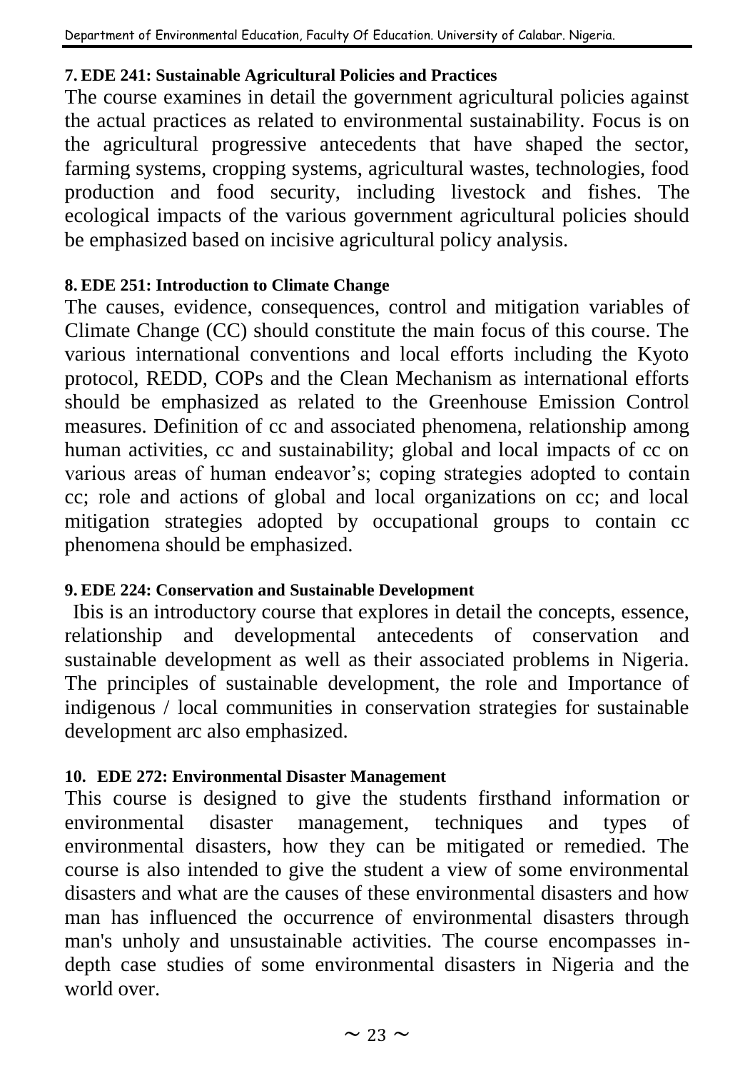**7. EDE 241: Sustainable Agricultural Policies and Practices**

The course examines in detail the government agricultural policies against the actual practices as related to environmental sustainability. Focus is on the agricultural progressive antecedents that have shaped the sector, farming systems, cropping systems, agricultural wastes, technologies, food production and food security, including livestock and fishes. The ecological impacts of the various government agricultural policies should be emphasized based on incisive agricultural policy analysis.

**8. EDE 251: Introduction to Climate Change**

The causes, evidence, consequences, control and mitigation variables of Climate Change (CC) should constitute the main focus of this course. The various international conventions and local efforts including the Kyoto protocol, REDD, COPs and the Clean Mechanism as international efforts should be emphasized as related to the Greenhouse Emission Control measures. Definition of cc and associated phenomena, relationship among human activities, cc and sustainability; global and local impacts of cc on various areas of human endeavor's; coping strategies adopted to contain cc; role and actions of global and local organizations on cc; and local mitigation strategies adopted by occupational groups to contain cc phenomena should be emphasized.

**9. EDE 224: Conservation and Sustainable Development**

Ibis is an introductory course that explores in detail the concepts, essence, relationship and developmental antecedents of conservation and sustainable development as well as their associated problems in Nigeria. The principles of sustainable development, the role and Importance of indigenous / local communities in conservation strategies for sustainable development arc also emphasized.

**10. EDE 272: Environmental Disaster Management**

This course is designed to give the students firsthand information or environmental disaster management, techniques and types of environmental disasters, how they can be mitigated or remedied. The course is also intended to give the student a view of some environmental disasters and what are the causes of these environmental disasters and how man has influenced the occurrence of environmental disasters through man's unholy and unsustainable activities. The course encompasses in-depth case studies of some environmental disasters in Nigeria and the world over.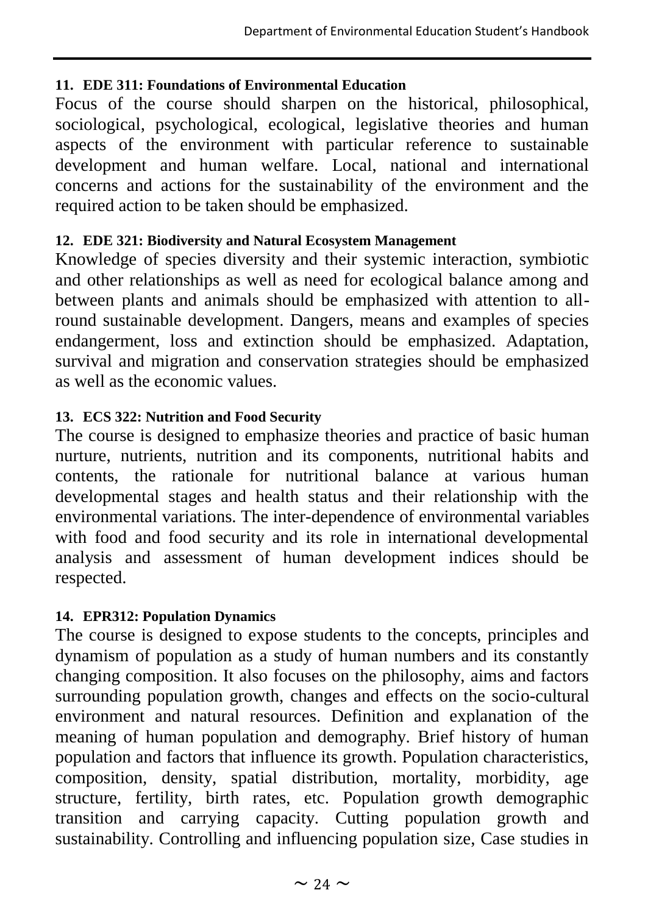**11. EDE 311: Foundations of Environmental Education**

Focus of the course should sharpen on the historical, philosophical, sociological, psychological, ecological, legislative theories and human aspects of the environment with particular reference to sustainable development and human welfare. Local, national and international concerns and actions for the sustainability of the environment and the required action to be taken should be emphasized.

**12. EDE 321: Biodiversity and Natural Ecosystem Management**

Knowledge of species diversity and their systemic interaction, symbiotic and other relationships as well as need for ecological balance among and between plants and animals should be emphasized with attention to all-round sustainable development. Dangers, means and examples of species endangerment, loss and extinction should be emphasized. Adaptation, survival and migration and conservation strategies should be emphasized as well as the economic values.

**13. ECS 322: Nutrition and Food Security**

The course is designed to emphasize theories and practice of basic human nurture, nutrients, nutrition and its components, nutritional habits and contents, the rationale for nutritional balance at various human developmental stages and health status and their relationship with the environmental variations. The inter-dependence of environmental variables with food and food security and its role in international developmental analysis and assessment of human development indices should be respected.

**14. EPR312: Population Dynamics**

The course is designed to expose students to the concepts, principles and dynamism of population as a study of human numbers and its constantly changing composition. It also focuses on the philosophy, aims and factors surrounding population growth, changes and effects on the socio-cultural environment and natural resources. Definition and explanation of the meaning of human population and demography. Brief history of human population and factors that influence its growth. Population characteristics, composition, density, spatial distribution, mortality, morbidity, age structure, fertility, birth rates, etc. Population growth demographic transition and carrying capacity. Cutting population growth and sustainability. Controlling and influencing population size, Case studies in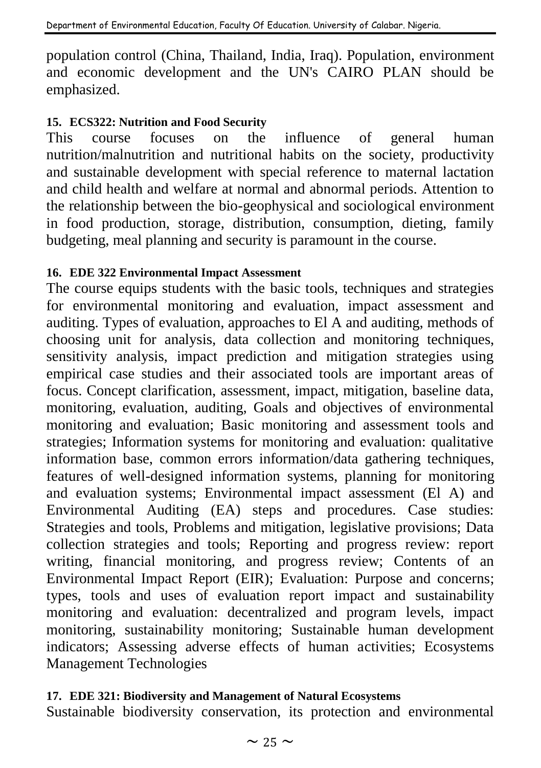population control (China, Thailand, India, Iraq). Population, environment and economic development and the UN's CAIRO PLAN should be emphasized.

### 15. ECS322: Nutrition and Food Security

This course focuses on the influence of general human nutrition/malnutrition and nutritional habits on the society, productivity and sustainable development with special reference to maternal lactation and child health and welfare at normal and abnormal periods. Attention to the relationship between the bio-geophysical and sociological environment in food production, storage, distribution, consumption, dieting, family budgeting, meal planning and security is paramount in the course.

### 16. EDE 322 Environmental Impact Assessment

The course equips students with the basic tools, techniques and strategies for environmental monitoring and evaluation, impact assessment and auditing. Types of evaluation, approaches to El A and auditing, methods of choosing unit for analysis, data collection and monitoring techniques, sensitivity analysis, impact prediction and mitigation strategies using empirical case studies and their associated tools are important areas of focus. Concept clarification, assessment, impact, mitigation, baseline data, monitoring, evaluation, auditing, Goals and objectives of environmental monitoring and evaluation; Basic monitoring and assessment tools and strategies; Information systems for monitoring and evaluation: qualitative information base, common errors information/data gathering techniques, features of well-designed information systems, planning for monitoring and evaluation systems; Environmental impact assessment (El A) and Environmental Auditing (EA) steps and procedures. Case studies: Strategies and tools, Problems and mitigation, legislative provisions; Data collection strategies and tools; Reporting and progress review: report writing, financial monitoring, and progress review; Contents of an Environmental Impact Report (EIR); Evaluation: Purpose and concerns; types, tools and uses of evaluation report impact and sustainability monitoring and evaluation: decentralized and program levels, impact monitoring, sustainability monitoring; Sustainable human development indicators; Assessing adverse effects of human activities; Ecosystems Management Technologies

### 17. EDE 321: Biodiversity and Management of Natural Ecosystems

Sustainable biodiversity conservation, its protection and environmental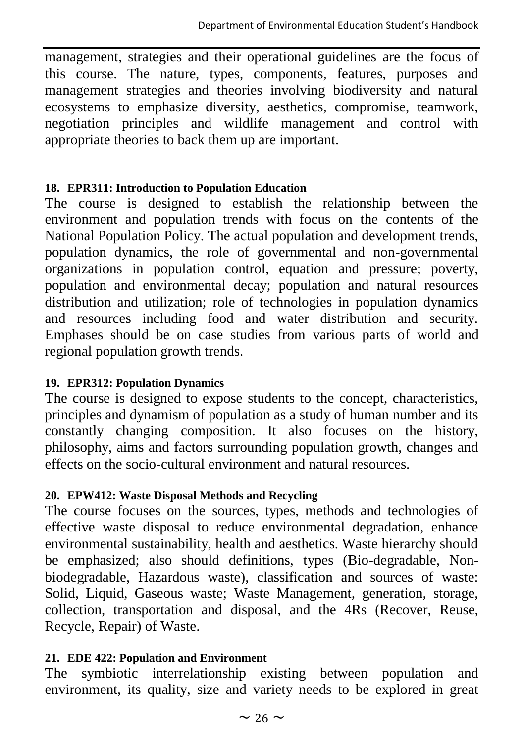management, strategies and their operational guidelines are the focus of this course. The nature, types, components, features, purposes and management strategies and theories involving biodiversity and natural ecosystems to emphasize diversity, aesthetics, compromise, teamwork, negotiation principles and wildlife management and control with appropriate theories to back them up are important.

**18. EPR311: Introduction to Population Education**

The course is designed to establish the relationship between the environment and population trends with focus on the contents of the National Population Policy. The actual population and development trends, population dynamics, the role of governmental and non-governmental organizations in population control, equation and pressure; poverty, population and environmental decay; population and natural resources distribution and utilization; role of technologies in population dynamics and resources including food and water distribution and security. Emphases should be on case studies from various parts of world and regional population growth trends.

**19. EPR312: Population Dynamics**

The course is designed to expose students to the concept, characteristics, principles and dynamism of population as a study of human number and its constantly changing composition. It also focuses on the history, philosophy, aims and factors surrounding population growth, changes and effects on the socio-cultural environment and natural resources.

**20. EPW412: Waste Disposal Methods and Recycling**

The course focuses on the sources, types, methods and technologies of effective waste disposal to reduce environmental degradation, enhance environmental sustainability, health and aesthetics. Waste hierarchy should be emphasized; also should definitions, types (Bio-degradable, Non-biodegradable, Hazardous waste), classification and sources of waste: Solid, Liquid, Gaseous waste; Waste Management, generation, storage, collection, transportation and disposal, and the 4Rs (Recover, Reuse, Recycle, Repair) of Waste.

**21. EDE 422: Population and Environment**

The symbiotic interrelationship existing between population and environment, its quality, size and variety needs to be explored in great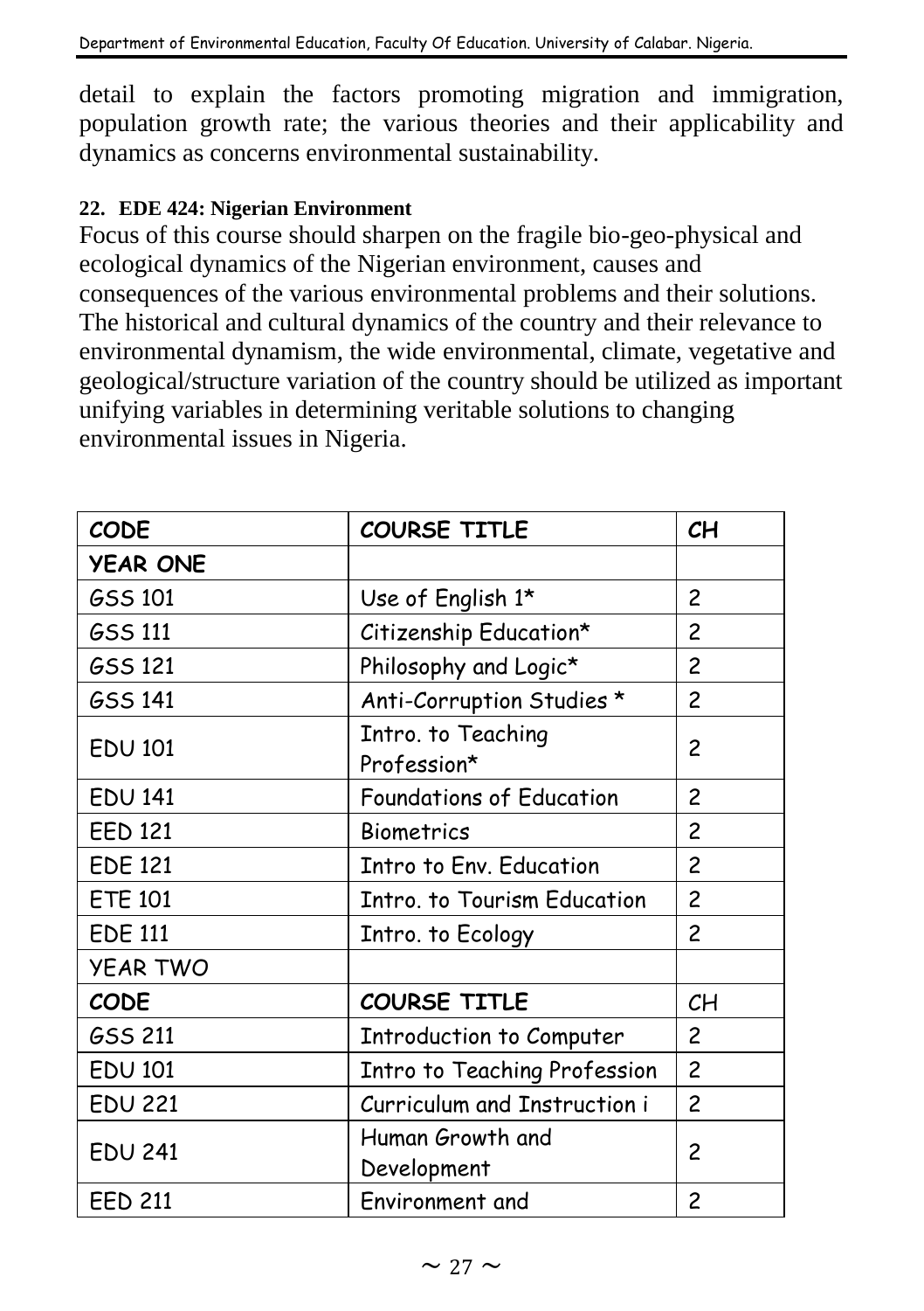detail to explain the factors promoting migration and immigration, population growth rate; the various theories and their applicability and dynamics as concerns environmental sustainability.

**22. EDE 424: Nigerian Environment**

Focus of this course should sharpen on the fragile bio-geo-physical and ecological dynamics of the Nigerian environment, causes and consequences of the various environmental problems and their solutions. The historical and cultural dynamics of the country and their relevance to environmental dynamism, the wide environmental, climate, vegetative and geological/structure variation of the country should be utilized as important unifying variables in determining veritable solutions to changing environmental issues in Nigeria.

| **CODE** | **COURSE TITLE** | **CH** |
|---|---|---|
| **YEAR ONE** | | |
| GSS 101 | Use of English 1* | 2 |
| GSS 111 | Citizenship Education* | 2 |
| GSS 121 | Philosophy and Logic* | 2 |
| GSS 141 | Anti-Corruption Studies * | 2 |
| EDU 101 | Intro. to Teaching Profession* | 2 |
| EDU 141 | Foundations of Education | 2 |
| EED 121 | Biometrics | 2 |
| EDE 121 | Intro to Env. Education | 2 |
| ETE 101 | Intro. to Tourism Education | 2 |
| EDE 111 | Intro. to Ecology | 2 |
| YEAR TWO | | |
| **CODE** | **COURSE TITLE** | CH |
| GSS 211 | Introduction to Computer | 2 |
| EDU 101 | Intro to Teaching Profession | 2 |
| EDU 221 | Curriculum and Instruction i | 2 |
| EDU 241 | Human Growth and Development | 2 |
| EED 211 | Environment and | 2 |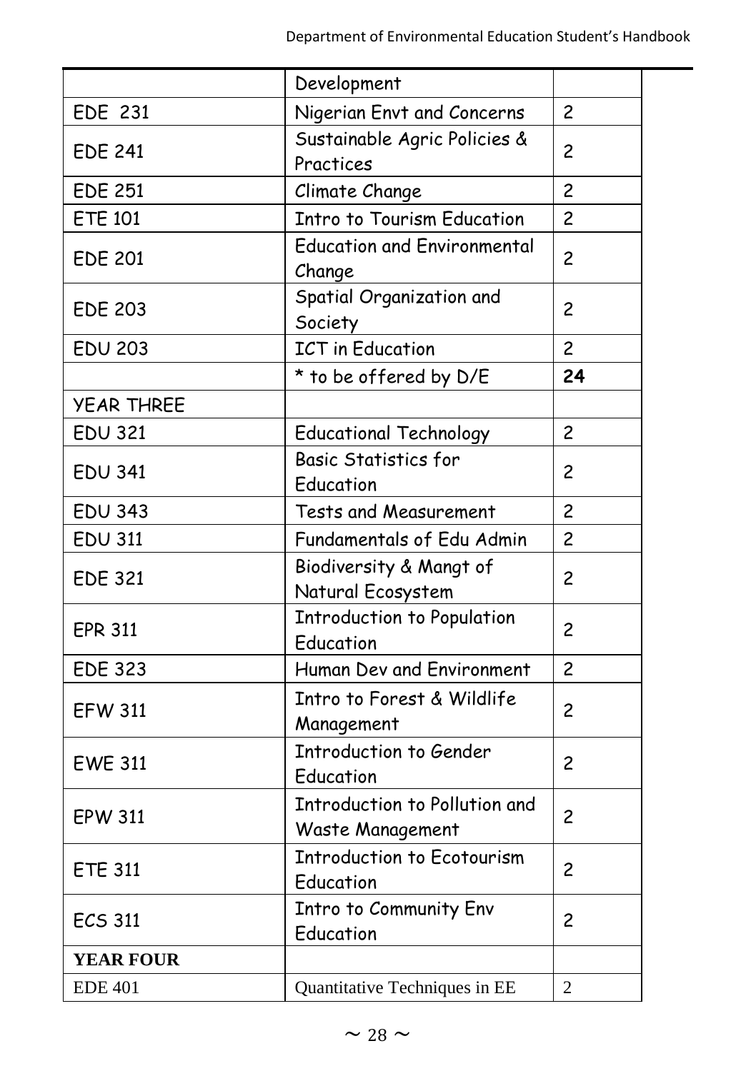| | | |
|---|---|---|
| | Development | |
| EDE 231 | Nigerian Envt and Concerns | 2 |
| EDE 241 | Sustainable Agric Policies & Practices | 2 |
| EDE 251 | Climate Change | 2 |
| ETE 101 | Intro to Tourism Education | 2 |
| EDE 201 | Education and Environmental Change | 2 |
| EDE 203 | Spatial Organization and Society | 2 |
| EDU 203 | ICT in Education | 2 |
| | * to be offered by D/E | **24** |
| YEAR THREE | | |
| EDU 321 | Educational Technology | 2 |
| EDU 341 | Basic Statistics for Education | 2 |
| EDU 343 | Tests and Measurement | 2 |
| EDU 311 | Fundamentals of Edu Admin | 2 |
| EDE 321 | Biodiversity & Mangt of Natural Ecosystem | 2 |
| EPR 311 | Introduction to Population Education | 2 |
| EDE 323 | Human Dev and Environment | 2 |
| EFW 311 | Intro to Forest & Wildlife Management | 2 |
| EWE 311 | Introduction to Gender Education | 2 |
| EPW 311 | Introduction to Pollution and Waste Management | 2 |
| ETE 311 | Introduction to Ecotourism Education | 2 |
| ECS 311 | Intro to Community Env Education | 2 |
| **YEAR FOUR** | | |
| EDE 401 | Quantitative Techniques in EE | 2 |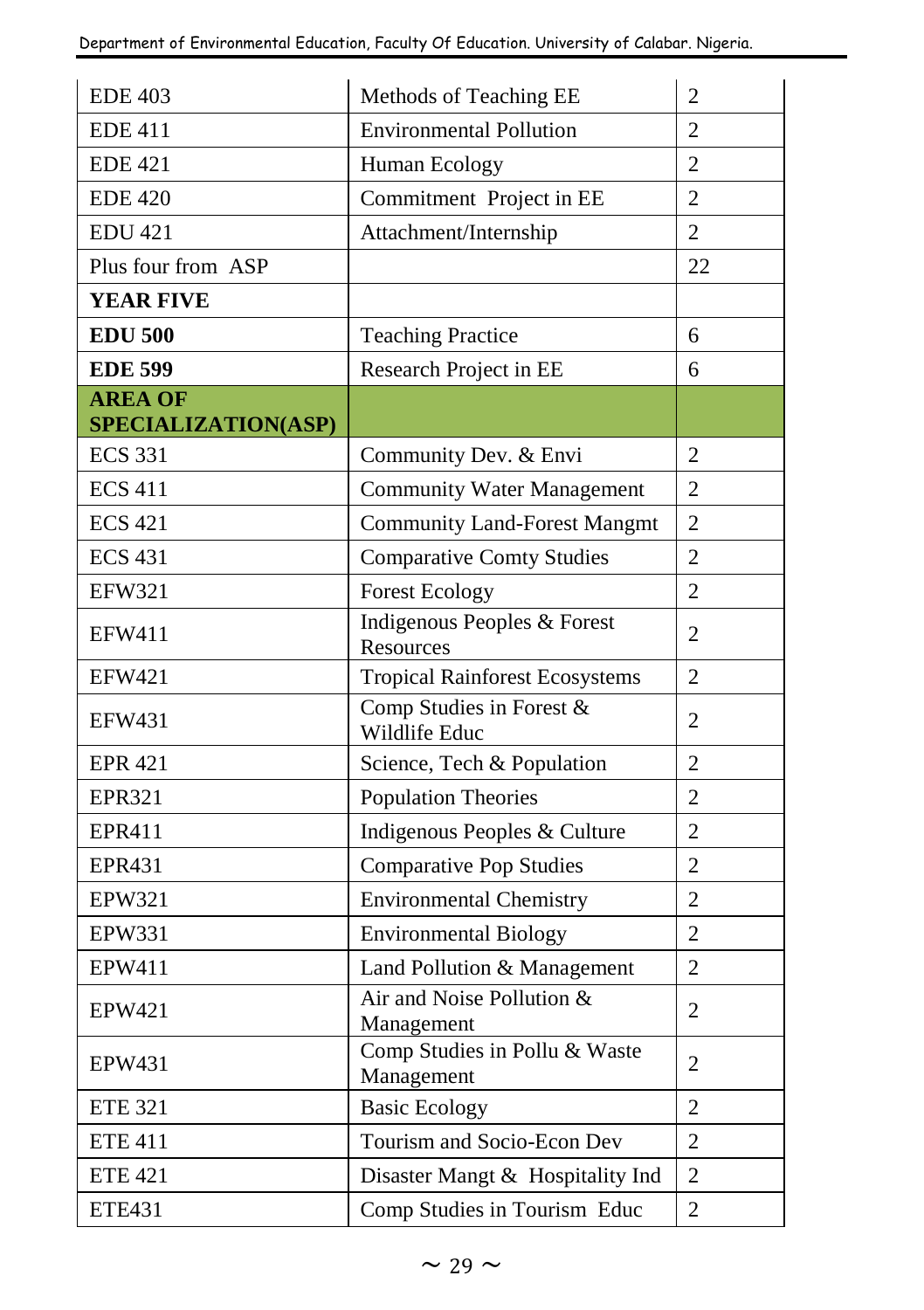| EDE 403 | Methods of Teaching EE | 2 |
|---|---|---|
| EDE 411 | Environmental Pollution | 2 |
| EDE 421 | Human Ecology | 2 |
| EDE 420 | Commitment Project in EE | 2 |
| EDU 421 | Attachment/Internship | 2 |
| Plus four from ASP | | 22 |
| **YEAR FIVE** | | |
| **EDU 500** | Teaching Practice | 6 |
| **EDE 599** | Research Project in EE | 6 |
| **AREA OF SPECIALIZATION(ASP)** | | |
| ECS 331 | Community Dev. & Envi | 2 |
| ECS 411 | Community Water Management | 2 |
| ECS 421 | Community Land-Forest Mangmt | 2 |
| ECS 431 | Comparative Comty Studies | 2 |
| EFW321 | Forest Ecology | 2 |
| EFW411 | Indigenous Peoples & Forest Resources | 2 |
| EFW421 | Tropical Rainforest Ecosystems | 2 |
| EFW431 | Comp Studies in Forest & Wildlife Educ | 2 |
| EPR 421 | Science, Tech & Population | 2 |
| EPR321 | Population Theories | 2 |
| EPR411 | Indigenous Peoples & Culture | 2 |
| EPR431 | Comparative Pop Studies | 2 |
| EPW321 | Environmental Chemistry | 2 |
| EPW331 | Environmental Biology | 2 |
| EPW411 | Land Pollution & Management | 2 |
| EPW421 | Air and Noise Pollution & Management | 2 |
| EPW431 | Comp Studies in Pollu & Waste Management | 2 |
| ETE 321 | Basic Ecology | 2 |
| ETE 411 | Tourism and Socio-Econ Dev | 2 |
| ETE 421 | Disaster Mangt & Hospitality Ind | 2 |
| ETE431 | Comp Studies in Tourism Educ | 2 |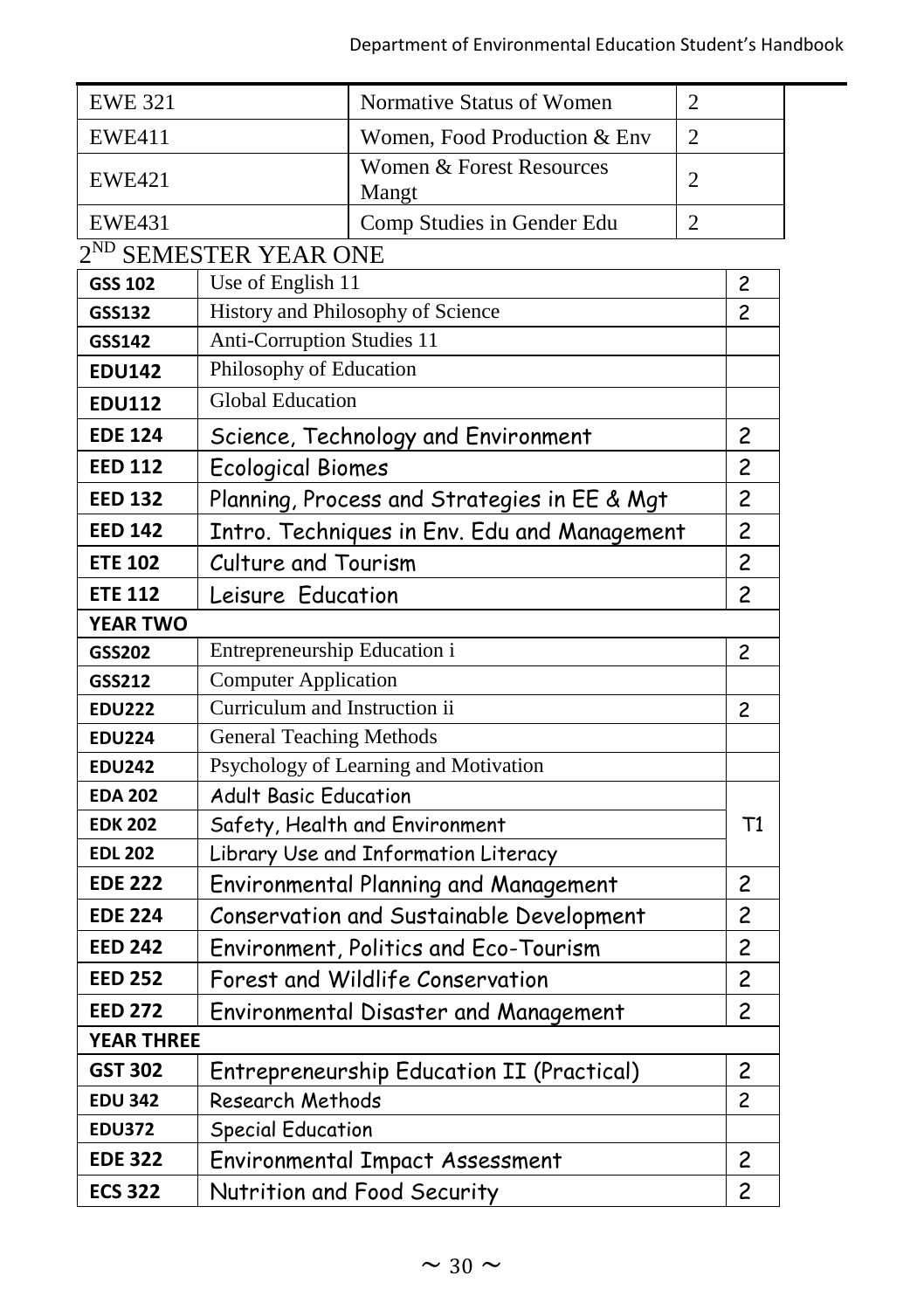| EWE 321 | Normative Status of Women | 2 |
|---|---|---|
| EWE411 | Women, Food Production & Env | 2 |
| EWE421 | Women & Forest Resources Mangt | 2 |
| EWE431 | Comp Studies in Gender Edu | 2 |

## 2[ND] SEMESTER YEAR ONE

| | | |
|---|---|---|
| GSS 102 | Use of English 11 | 2 |
| GSS132 | History and Philosophy of Science | 2 |
| GSS142 | Anti-Corruption Studies 11 | |
| EDU142 | Philosophy of Education | |
| EDU112 | Global Education | |
| EDE 124 | Science, Technology and Environment | 2 |
| EED 112 | Ecological Biomes | 2 |
| EED 132 | Planning, Process and Strategies in EE & Mgt | 2 |
| EED 142 | Intro. Techniques in Env. Edu and Management | 2 |
| ETE 102 | Culture and Tourism | 2 |
| ETE 112 | Leisure Education | 2 |
| **YEAR TWO** | | |
| GSS202 | Entrepreneurship Education i | 2 |
| GSS212 | Computer Application | |
| EDU222 | Curriculum and Instruction ii | 2 |
| EDU224 | General Teaching Methods | |
| EDU242 | Psychology of Learning and Motivation | |
| EDA 202 | Adult Basic Education | T1 |
| EDK 202 | Safety, Health and Environment | |
| EDL 202 | Library Use and Information Literacy | |
| EDE 222 | Environmental Planning and Management | 2 |
| EDE 224 | Conservation and Sustainable Development | 2 |
| EED 242 | Environment, Politics and Eco-Tourism | 2 |
| EED 252 | Forest and Wildlife Conservation | 2 |
| EED 272 | Environmental Disaster and Management | 2 |
| **YEAR THREE** | | |
| GST 302 | Entrepreneurship Education II (Practical) | 2 |
| EDU 342 | Research Methods | 2 |
| EDU372 | Special Education | |
| EDE 322 | Environmental Impact Assessment | 2 |
| ECS 322 | Nutrition and Food Security | 2 |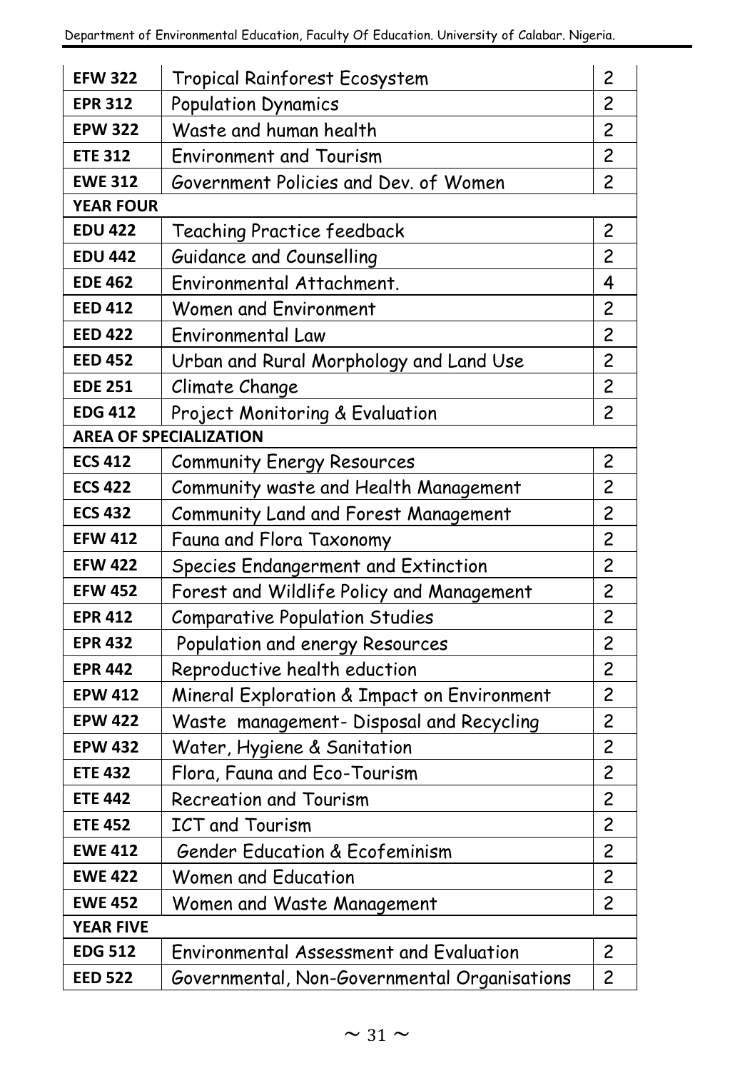| | | |
|---|---|---|
| **EFW 322** | Tropical Rainforest Ecosystem | 2 |
| **EPR 312** | Population Dynamics | 2 |
| **EPW 322** | Waste and human health | 2 |
| **ETE 312** | Environment and Tourism | 2 |
| **EWE 312** | Government Policies and Dev. of Women | 2 |
| **YEAR FOUR** | | |
| **EDU 422** | Teaching Practice feedback | 2 |
| **EDU 442** | Guidance and Counselling | 2 |
| **EDE 462** | Environmental Attachment. | 4 |
| **EED 412** | Women and Environment | 2 |
| **EED 422** | Environmental Law | 2 |
| **EED 452** | Urban and Rural Morphology and Land Use | 2 |
| **EDE 251** | Climate Change | 2 |
| **EDG 412** | Project Monitoring & Evaluation | 2 |
| **AREA OF SPECIALIZATION** | | |
| **ECS 412** | Community Energy Resources | 2 |
| **ECS 422** | Community waste and Health Management | 2 |
| **ECS 432** | Community Land and Forest Management | 2 |
| **EFW 412** | Fauna and Flora Taxonomy | 2 |
| **EFW 422** | Species Endangerment and Extinction | 2 |
| **EFW 452** | Forest and Wildlife Policy and Management | 2 |
| **EPR 412** | Comparative Population Studies | 2 |
| **EPR 432** | Population and energy Resources | 2 |
| **EPR 442** | Reproductive health eduction | 2 |
| **EPW 412** | Mineral Exploration & Impact on Environment | 2 |
| **EPW 422** | Waste management- Disposal and Recycling | 2 |
| **EPW 432** | Water, Hygiene & Sanitation | 2 |
| **ETE 432** | Flora, Fauna and Eco-Tourism | 2 |
| **ETE 442** | Recreation and Tourism | 2 |
| **ETE 452** | ICT and Tourism | 2 |
| **EWE 412** | Gender Education & Ecofeminism | 2 |
| **EWE 422** | Women and Education | 2 |
| **EWE 452** | Women and Waste Management | 2 |
| **YEAR FIVE** | | |
| **EDG 512** | Environmental Assessment and Evaluation | 2 |
| **EED 522** | Governmental, Non-Governmental Organisations | 2 |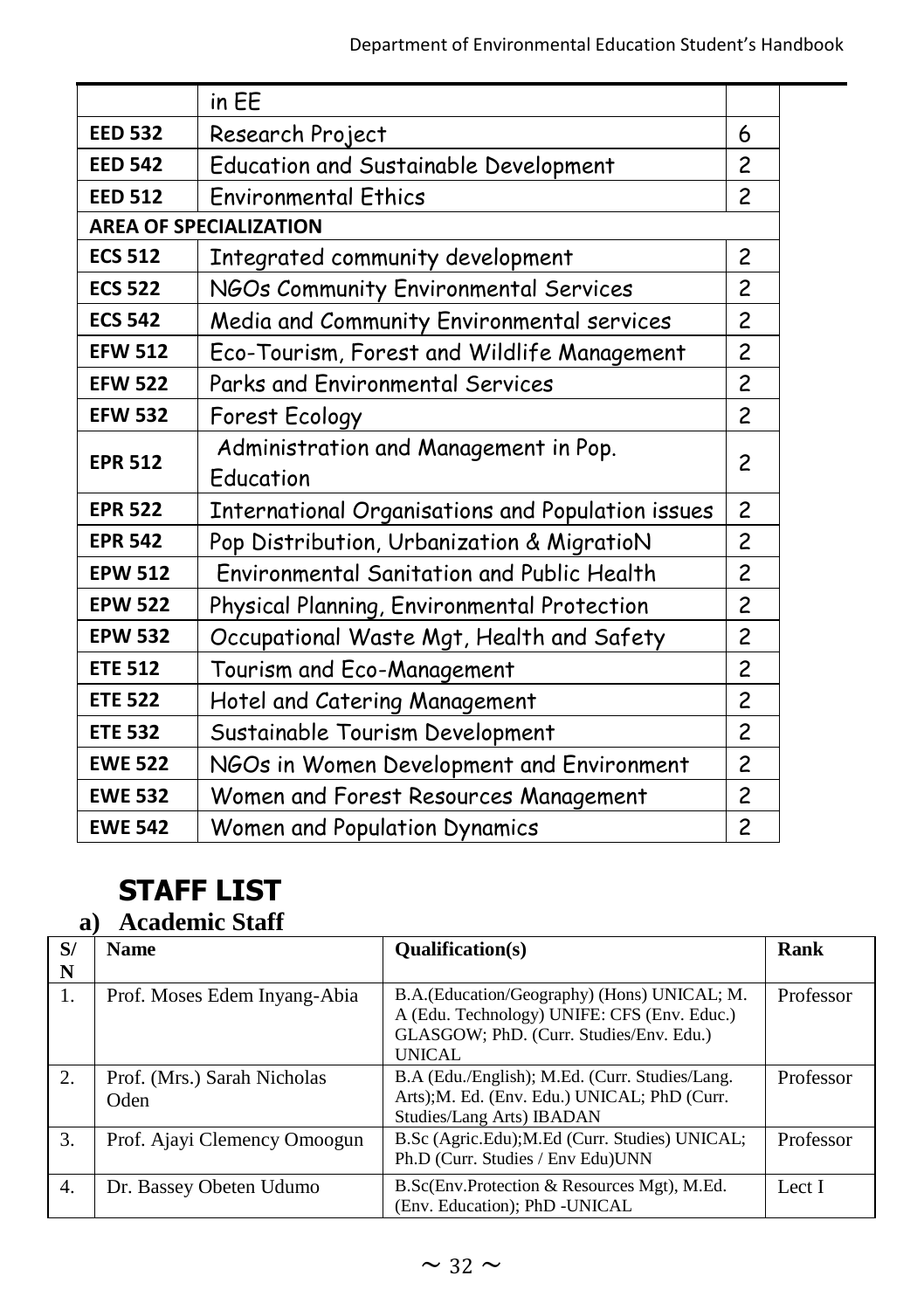|  | in EE |  |
|---|---|---|
| **EED 532** | Research Project | 6 |
| **EED 542** | Education and Sustainable Development | 2 |
| **EED 512** | Environmental Ethics | 2 |
| **AREA OF SPECIALIZATION** |  |  |
| **ECS 512** | Integrated community development | 2 |
| **ECS 522** | NGOs Community Environmental Services | 2 |
| **ECS 542** | Media and Community Environmental services | 2 |
| **EFW 512** | Eco-Tourism, Forest and Wildlife Management | 2 |
| **EFW 522** | Parks and Environmental Services | 2 |
| **EFW 532** | Forest Ecology | 2 |
| **EPR 512** | Administration and Management in Pop. Education | 2 |
| **EPR 522** | International Organisations and Population issues | 2 |
| **EPR 542** | Pop Distribution, Urbanization & MigratioN | 2 |
| **EPW 512** | Environmental Sanitation and Public Health | 2 |
| **EPW 522** | Physical Planning, Environmental Protection | 2 |
| **EPW 532** | Occupational Waste Mgt, Health and Safety | 2 |
| **ETE 512** | Tourism and Eco-Management | 2 |
| **ETE 522** | Hotel and Catering Management | 2 |
| **ETE 532** | Sustainable Tourism Development | 2 |
| **EWE 522** | NGOs in Women Development and Environment | 2 |
| **EWE 532** | Women and Forest Resources Management | 2 |
| **EWE 542** | Women and Population Dynamics | 2 |

# STAFF LIST

## a) Academic Staff

| S/N | Name | Qualification(s) | Rank |
|---|---|---|---|
| 1. | Prof. Moses Edem Inyang-Abia | B.A.(Education/Geography) (Hons) UNICAL; M. A (Edu. Technology) UNIFE: CFS (Env. Educ.) GLASGOW; PhD. (Curr. Studies/Env. Edu.) UNICAL | Professor |
| 2. | Prof. (Mrs.) Sarah Nicholas Oden | B.A (Edu./English); M.Ed. (Curr. Studies/Lang. Arts);M. Ed. (Env. Edu.) UNICAL; PhD (Curr. Studies/Lang Arts) IBADAN | Professor |
| 3. | Prof. Ajayi Clemency Omoogun | B.Sc (Agric.Edu);M.Ed (Curr. Studies) UNICAL; Ph.D (Curr. Studies / Env Edu)UNN | Professor |
| 4. | Dr. Bassey Obeten Udumo | B.Sc(Env.Protection & Resources Mgt), M.Ed. (Env. Education); PhD -UNICAL | Lect I |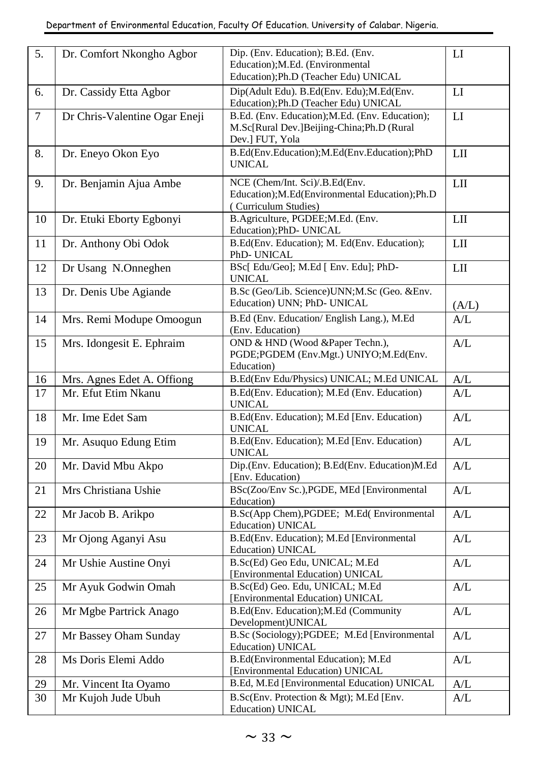| 5. | Dr. Comfort Nkongho Agbor | Dip. (Env. Education); B.Ed. (Env. Education);M.Ed. (Environmental Education);Ph.D (Teacher Edu) UNICAL | LI |
|---|---|---|---|
| 6. | Dr. Cassidy Etta Agbor | Dip(Adult Edu). B.Ed(Env. Edu);M.Ed(Env. Education);Ph.D (Teacher Edu) UNICAL | LI |
| 7 | Dr Chris-Valentine Ogar Eneji | B.Ed. (Env. Education);M.Ed. (Env. Education); M.Sc[Rural Dev.]Beijing-China;Ph.D (Rural Dev.] FUT, Yola | LI |
| 8. | Dr. Eneyo Okon Eyo | B.Ed(Env.Education);M.Ed(Env.Education);PhD UNICAL | LII |
| 9. | Dr. Benjamin Ajua Ambe | NCE (Chem/Int. Sci)/.B.Ed(Env. Education);M.Ed(Environmental Education);Ph.D ( Curriculum Studies) | LII |
| 10 | Dr. Etuki Eborty Egbonyi | B.Agriculture, PGDEE;M.Ed. (Env. Education);PhD- UNICAL | LII |
| 11 | Dr. Anthony Obi Odok | B.Ed(Env. Education); M. Ed(Env. Education); PhD- UNICAL | LII |
| 12 | Dr Usang N.Onneghen | BSc[ Edu/Geo]; M.Ed [ Env. Edu]; PhD- UNICAL | LII |
| 13 | Dr. Denis Ube Agiande | B.Sc (Geo/Lib. Science)UNN;M.Sc (Geo. &Env. Education) UNN; PhD- UNICAL | (A/L) |
| 14 | Mrs. Remi Modupe Omoogun | B.Ed (Env. Education/ English Lang.), M.Ed (Env. Education) | A/L |
| 15 | Mrs. Idongesit E. Ephraim | OND & HND (Wood &Paper Techn.), PGDE;PGDEM (Env.Mgt.) UNIYO;M.Ed(Env. Education) | A/L |
| 16 | Mrs. Agnes Edet A. Offiong | B.Ed(Env Edu/Physics) UNICAL; M.Ed UNICAL | A/L |
| 17 | Mr. Efut Etim Nkanu | B.Ed(Env. Education); M.Ed (Env. Education) UNICAL | A/L |
| 18 | Mr. Ime Edet Sam | B.Ed(Env. Education); M.Ed [Env. Education) UNICAL | A/L |
| 19 | Mr. Asuquo Edung Etim | B.Ed(Env. Education); M.Ed [Env. Education) UNICAL | A/L |
| 20 | Mr. David Mbu Akpo | Dip.(Env. Education); B.Ed(Env. Education)M.Ed [Env. Education) | A/L |
| 21 | Mrs Christiana Ushie | BSc(Zoo/Env Sc.),PGDE, MEd [Environmental Education) | A/L |
| 22 | Mr Jacob B. Arikpo | B.Sc(App Chem),PGDEE; M.Ed( Environmental Education) UNICAL | A/L |
| 23 | Mr Ojong Aganyi Asu | B.Ed(Env. Education); M.Ed [Environmental Education) UNICAL | A/L |
| 24 | Mr Ushie Austine Onyi | B.Sc(Ed) Geo Edu, UNICAL; M.Ed [Environmental Education) UNICAL | A/L |
| 25 | Mr Ayuk Godwin Omah | B.Sc(Ed) Geo. Edu, UNICAL; M.Ed [Environmental Education) UNICAL | A/L |
| 26 | Mr Mgbe Partrick Anago | B.Ed(Env. Education);M.Ed (Community Development)UNICAL | A/L |
| 27 | Mr Bassey Oham Sunday | B.Sc (Sociology);PGDEE; M.Ed [Environmental Education) UNICAL | A/L |
| 28 | Ms Doris Elemi Addo | B.Ed(Environmental Education); M.Ed [Environmental Education) UNICAL | A/L |
| 29 | Mr. Vincent Ita Oyamo | B.Ed, M.Ed [Environmental Education) UNICAL | A/L |
| 30 | Mr Kujoh Jude Ubuh | B.Sc(Env. Protection & Mgt); M.Ed [Env. Education) UNICAL | A/L |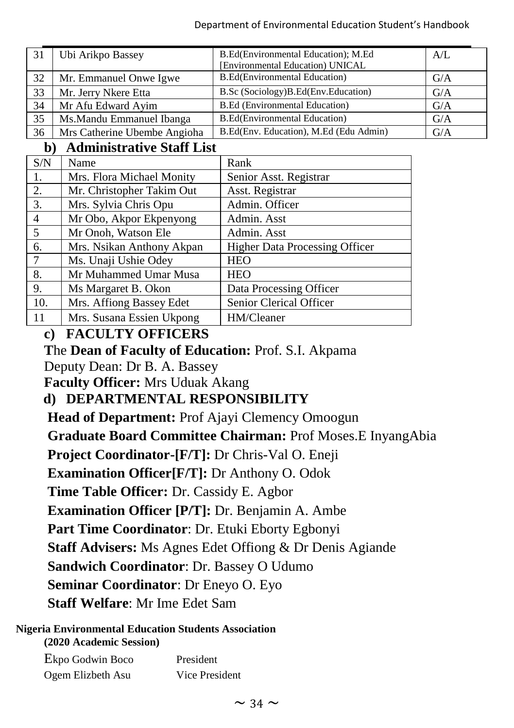| 31 | Ubi Arikpo Bassey | B.Ed(Environmental Education); M.Ed [Environmental Education) UNICAL | A/L |
|---|---|---|---|
| 32 | Mr. Emmanuel Onwe Igwe | B.Ed(Environmental Education) | G/A |
| 33 | Mr. Jerry Nkere Etta | B.Sc (Sociology)B.Ed(Env.Education) | G/A |
| 34 | Mr Afu Edward Ayim | B.Ed (Environmental Education) | G/A |
| 35 | Ms.Mandu Emmanuel Ibanga | B.Ed(Environmental Education) | G/A |
| 36 | Mrs Catherine Ubembe Angioha | B.Ed(Env. Education), M.Ed (Edu Admin) | G/A |

## b) Administrative Staff List

| S/N | Name | Rank |
|---|---|---|
| 1. | Mrs. Flora Michael Monity | Senior Asst. Registrar |
| 2. | Mr. Christopher Takim Out | Asst. Registrar |
| 3. | Mrs. Sylvia Chris Opu | Admin. Officer |
| 4 | Mr Obo, Akpor Ekpenyong | Admin. Asst |
| 5 | Mr Onoh, Watson Ele | Admin. Asst |
| 6. | Mrs. Nsikan Anthony Akpan | Higher Data Processing Officer |
| 7 | Ms. Unaji Ushie Odey | HEO |
| 8. | Mr Muhammed Umar Musa | HEO |
| 9. | Ms Margaret B. Okon | Data Processing Officer |
| 10. | Mrs. Affiong Bassey Edet | Senior Clerical Officer |
| 11 | Mrs. Susana Essien Ukpong | HM/Cleaner |

## c) FACULTY OFFICERS

The **Dean of Faculty of Education:** Prof. S.I. Akpama

Deputy Dean: Dr B. A. Bassey

**Faculty Officer:** Mrs Uduak Akang

## d) DEPARTMENTAL RESPONSIBILITY

**Head of Department:** Prof Ajayi Clemency Omoogun

**Graduate Board Committee Chairman:** Prof Moses.E InyangAbia

**Project Coordinator-[F/T]:** Dr Chris-Val O. Eneji

**Examination Officer[F/T]:** Dr Anthony O. Odok

**Time Table Officer:** Dr. Cassidy E. Agbor

**Examination Officer [P/T]:** Dr. Benjamin A. Ambe

**Part Time Coordinator**: Dr. Etuki Eborty Egbonyi

**Staff Advisers:** Ms Agnes Edet Offiong & Dr Denis Agiande

**Sandwich Coordinator**: Dr. Bassey O Udumo

**Seminar Coordinator**: Dr Eneyo O. Eyo

**Staff Welfare**: Mr Ime Edet Sam

**Nigeria Environmental Education Students Association**
**(2020 Academic Session)**

| | |
|---|---|
| Ekpo Godwin Boco | President |
| Ogem Elizbeth Asu | Vice President |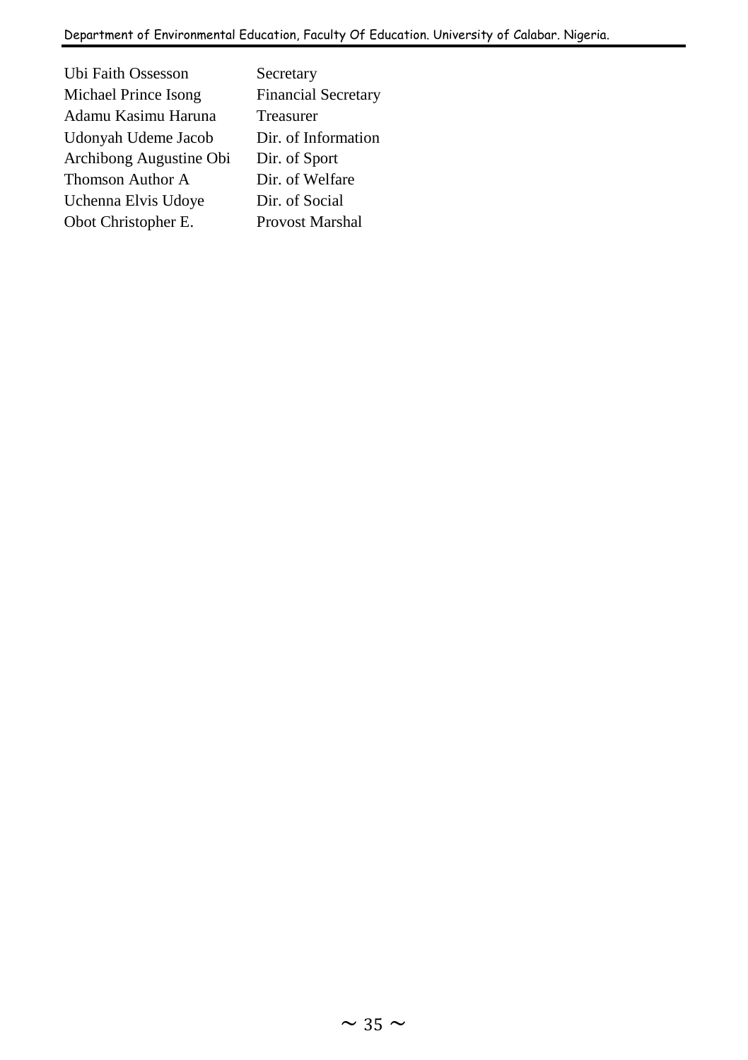| | |
|---|---|
| Ubi Faith Ossesson | Secretary |
| Michael Prince Isong | Financial Secretary |
| Adamu Kasimu Haruna | Treasurer |
| Udonyah Udeme Jacob | Dir. of Information |
| Archibong Augustine Obi | Dir. of Sport |
| Thomson Author A | Dir. of Welfare |
| Uchenna Elvis Udoye | Dir. of Social |
| Obot Christopher E. | Provost Marshal |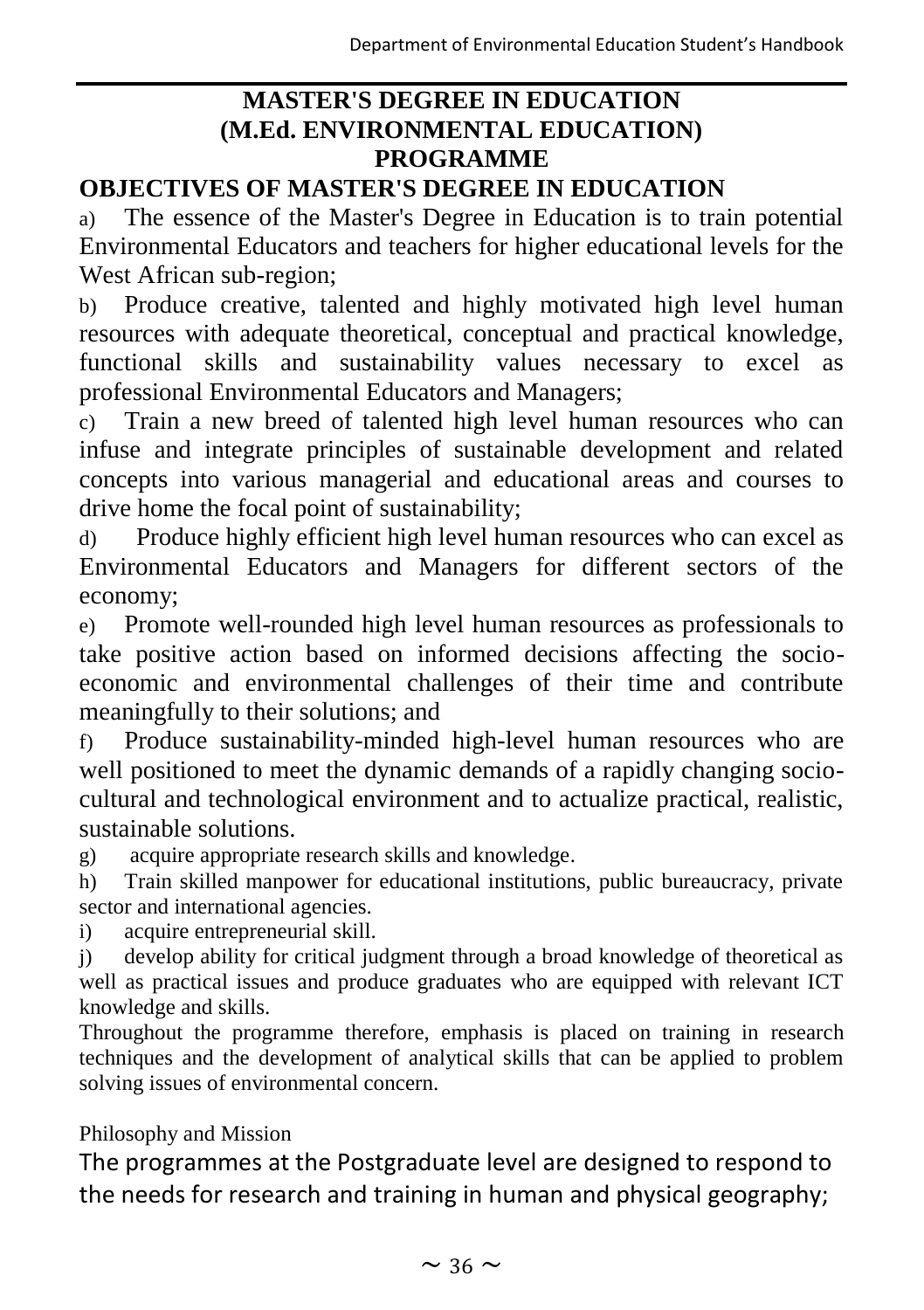# MASTER'S DEGREE IN EDUCATION (M.Ed. ENVIRONMENTAL EDUCATION) PROGRAMME

## OBJECTIVES OF MASTER'S DEGREE IN EDUCATION

a) The essence of the Master's Degree in Education is to train potential Environmental Educators and teachers for higher educational levels for the West African sub-region;

b) Produce creative, talented and highly motivated high level human resources with adequate theoretical, conceptual and practical knowledge, functional skills and sustainability values necessary to excel as professional Environmental Educators and Managers;

c) Train a new breed of talented high level human resources who can infuse and integrate principles of sustainable development and related concepts into various managerial and educational areas and courses to drive home the focal point of sustainability;

d) Produce highly efficient high level human resources who can excel as Environmental Educators and Managers for different sectors of the economy;

e) Promote well-rounded high level human resources as professionals to take positive action based on informed decisions affecting the socio-economic and environmental challenges of their time and contribute meaningfully to their solutions; and

f) Produce sustainability-minded high-level human resources who are well positioned to meet the dynamic demands of a rapidly changing socio-cultural and technological environment and to actualize practical, realistic, sustainable solutions.

g) acquire appropriate research skills and knowledge.

h) Train skilled manpower for educational institutions, public bureaucracy, private sector and international agencies.

i) acquire entrepreneurial skill.

j) develop ability for critical judgment through a broad knowledge of theoretical as well as practical issues and produce graduates who are equipped with relevant ICT knowledge and skills.

Throughout the programme therefore, emphasis is placed on training in research techniques and the development of analytical skills that can be applied to problem solving issues of environmental concern.

Philosophy and Mission

The programmes at the Postgraduate level are designed to respond to the needs for research and training in human and physical geography;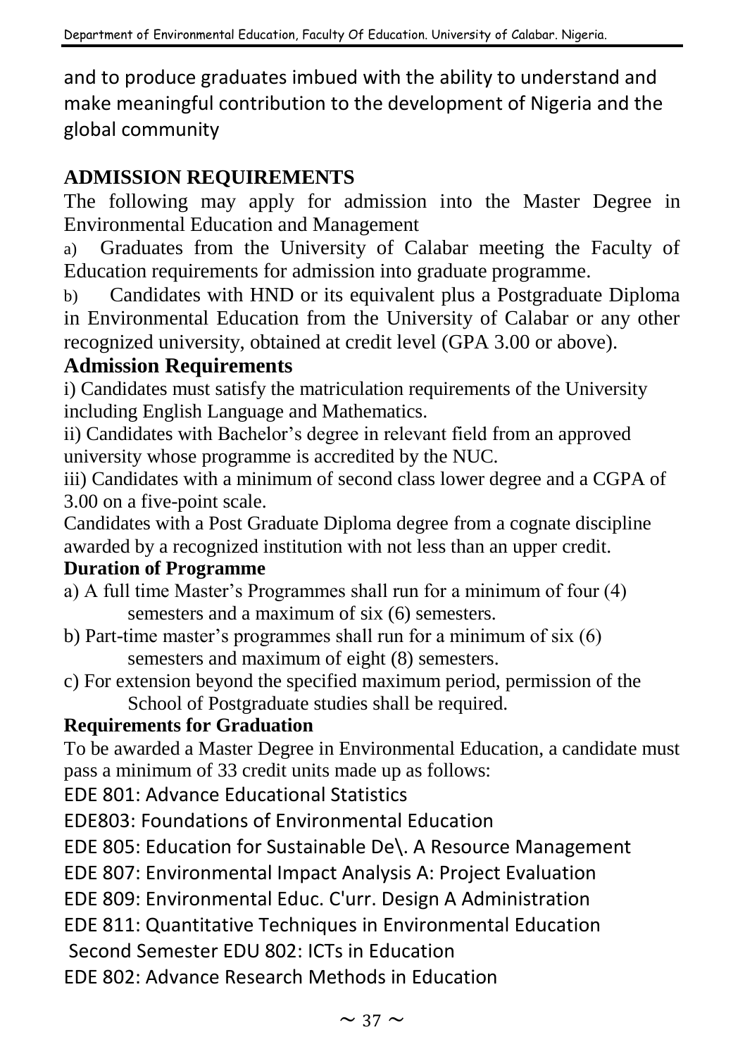and to produce graduates imbued with the ability to understand and make meaningful contribution to the development of Nigeria and the global community

## ADMISSION REQUIREMENTS

The following may apply for admission into the Master Degree in Environmental Education and Management

a) Graduates from the University of Calabar meeting the Faculty of Education requirements for admission into graduate programme.

b) Candidates with HND or its equivalent plus a Postgraduate Diploma in Environmental Education from the University of Calabar or any other recognized university, obtained at credit level (GPA 3.00 or above).

## Admission Requirements

i) Candidates must satisfy the matriculation requirements of the University including English Language and Mathematics.

ii) Candidates with Bachelor's degree in relevant field from an approved university whose programme is accredited by the NUC.

iii) Candidates with a minimum of second class lower degree and a CGPA of 3.00 on a five-point scale.

Candidates with a Post Graduate Diploma degree from a cognate discipline awarded by a recognized institution with not less than an upper credit.

### Duration of Programme

a) A full time Master's Programmes shall run for a minimum of four (4) semesters and a maximum of six (6) semesters.

b) Part-time master's programmes shall run for a minimum of six (6) semesters and maximum of eight (8) semesters.

c) For extension beyond the specified maximum period, permission of the School of Postgraduate studies shall be required.

### Requirements for Graduation

To be awarded a Master Degree in Environmental Education, a candidate must pass a minimum of 33 credit units made up as follows:

EDE 801: Advance Educational Statistics

EDE803: Foundations of Environmental Education

EDE 805: Education for Sustainable De\. A Resource Management

EDE 807: Environmental Impact Analysis A: Project Evaluation

EDE 809: Environmental Educ. C'urr. Design A Administration

EDE 811: Quantitative Techniques in Environmental Education

Second Semester EDU 802: ICTs in Education

EDE 802: Advance Research Methods in Education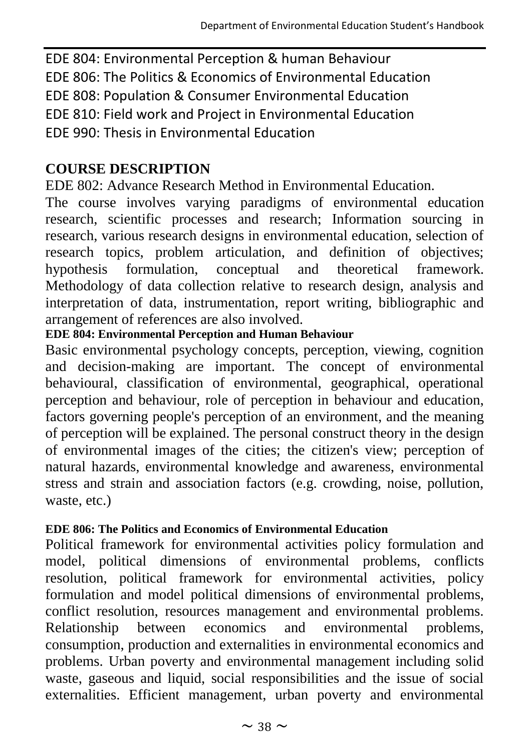EDE 804: Environmental Perception & human Behaviour
EDE 806: The Politics & Economics of Environmental Education
EDE 808: Population & Consumer Environmental Education
EDE 810: Field work and Project in Environmental Education
EDE 990: Thesis in Environmental Education

## COURSE DESCRIPTION

EDE 802: Advance Research Method in Environmental Education.

The course involves varying paradigms of environmental education research, scientific processes and research; Information sourcing in research, various research designs in environmental education, selection of research topics, problem articulation, and definition of objectives; hypothesis formulation, conceptual and theoretical framework. Methodology of data collection relative to research design, analysis and interpretation of data, instrumentation, report writing, bibliographic and arrangement of references are also involved.

**EDE 804: Environmental Perception and Human Behaviour**

Basic environmental psychology concepts, perception, viewing, cognition and decision-making are important. The concept of environmental behavioural, classification of environmental, geographical, operational perception and behaviour, role of perception in behaviour and education, factors governing people's perception of an environment, and the meaning of perception will be explained. The personal construct theory in the design of environmental images of the cities; the citizen's view; perception of natural hazards, environmental knowledge and awareness, environmental stress and strain and association factors (e.g. crowding, noise, pollution, waste, etc.)

**EDE 806: The Politics and Economics of Environmental Education**

Political framework for environmental activities policy formulation and model, political dimensions of environmental problems, conflicts resolution, political framework for environmental activities, policy formulation and model political dimensions of environmental problems, conflict resolution, resources management and environmental problems. Relationship between economics and environmental problems, consumption, production and externalities in environmental economics and problems. Urban poverty and environmental management including solid waste, gaseous and liquid, social responsibilities and the issue of social externalities. Efficient management, urban poverty and environmental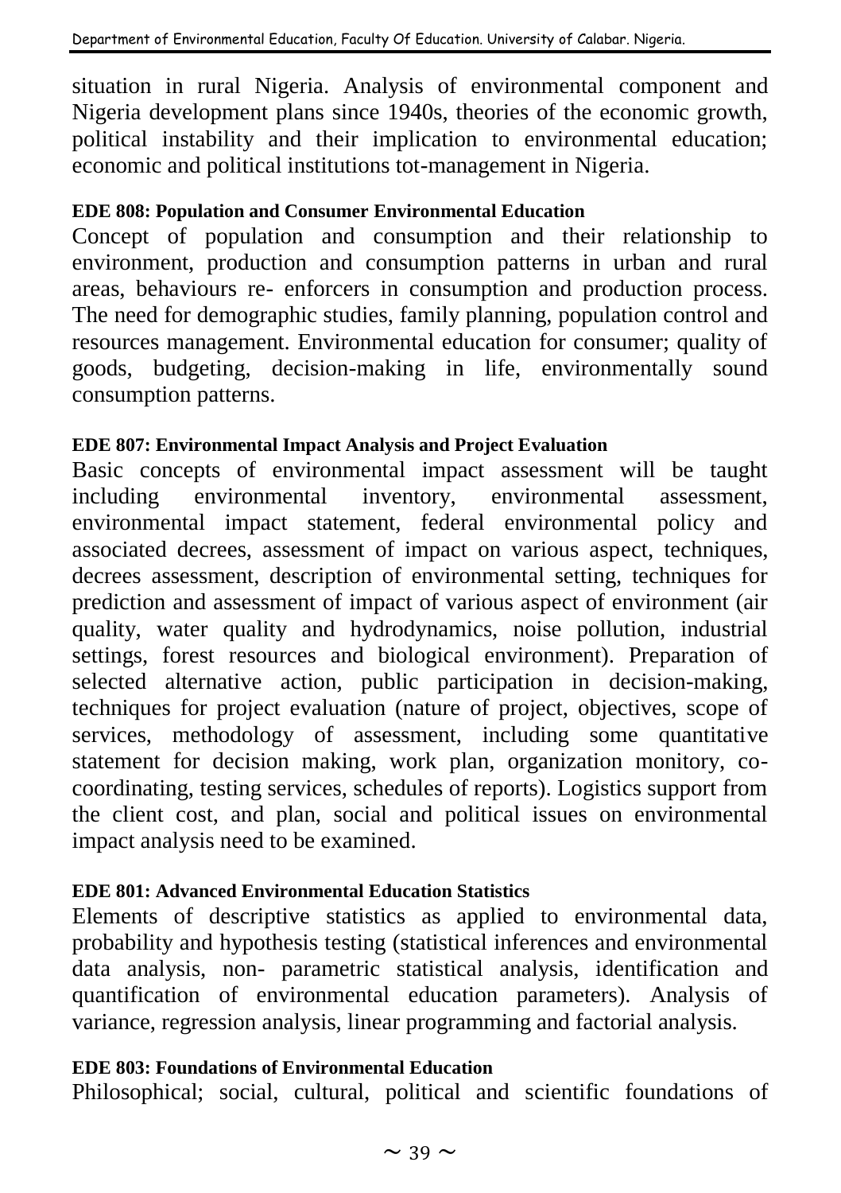situation in rural Nigeria. Analysis of environmental component and Nigeria development plans since 1940s, theories of the economic growth, political instability and their implication to environmental education; economic and political institutions tot-management in Nigeria.

**EDE 808: Population and Consumer Environmental Education**

Concept of population and consumption and their relationship to environment, production and consumption patterns in urban and rural areas, behaviours re- enforcers in consumption and production process. The need for demographic studies, family planning, population control and resources management. Environmental education for consumer; quality of goods, budgeting, decision-making in life, environmentally sound consumption patterns.

**EDE 807: Environmental Impact Analysis and Project Evaluation**

Basic concepts of environmental impact assessment will be taught including environmental inventory, environmental assessment, environmental impact statement, federal environmental policy and associated decrees, assessment of impact on various aspect, techniques, decrees assessment, description of environmental setting, techniques for prediction and assessment of impact of various aspect of environment (air quality, water quality and hydrodynamics, noise pollution, industrial settings, forest resources and biological environment). Preparation of selected alternative action, public participation in decision-making, techniques for project evaluation (nature of project, objectives, scope of services, methodology of assessment, including some quantitative statement for decision making, work plan, organization monitory, co-coordinating, testing services, schedules of reports). Logistics support from the client cost, and plan, social and political issues on environmental impact analysis need to be examined.

**EDE 801: Advanced Environmental Education Statistics**

Elements of descriptive statistics as applied to environmental data, probability and hypothesis testing (statistical inferences and environmental data analysis, non- parametric statistical analysis, identification and quantification of environmental education parameters). Analysis of variance, regression analysis, linear programming and factorial analysis.

**EDE 803: Foundations of Environmental Education**

Philosophical; social, cultural, political and scientific foundations of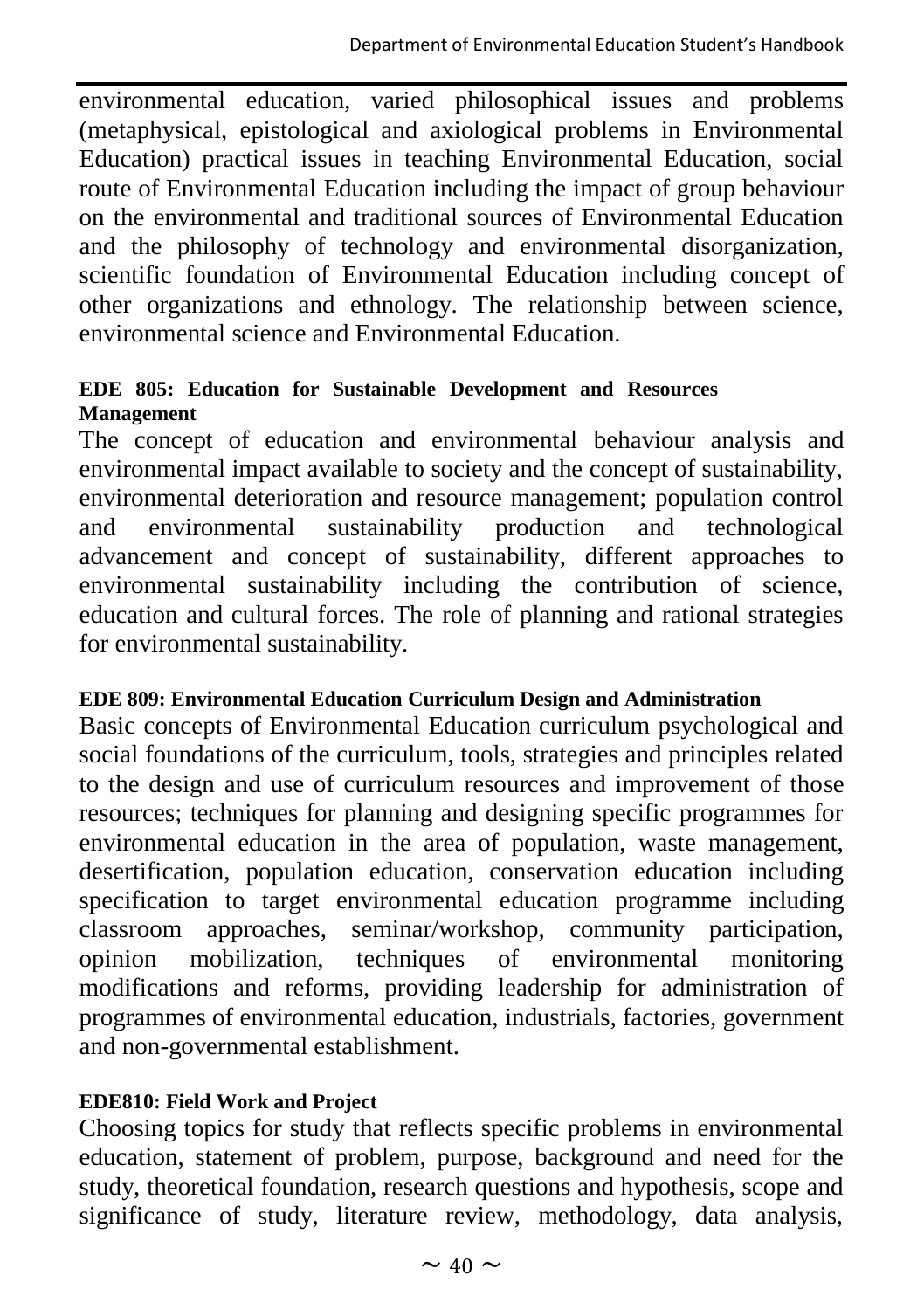environmental education, varied philosophical issues and problems (metaphysical, epistological and axiological problems in Environmental Education) practical issues in teaching Environmental Education, social route of Environmental Education including the impact of group behaviour on the environmental and traditional sources of Environmental Education and the philosophy of technology and environmental disorganization, scientific foundation of Environmental Education including concept of other organizations and ethnology. The relationship between science, environmental science and Environmental Education.

**EDE 805: Education for Sustainable Development and Resources Management**

The concept of education and environmental behaviour analysis and environmental impact available to society and the concept of sustainability, environmental deterioration and resource management; population control and environmental sustainability production and technological advancement and concept of sustainability, different approaches to environmental sustainability including the contribution of science, education and cultural forces. The role of planning and rational strategies for environmental sustainability.

**EDE 809: Environmental Education Curriculum Design and Administration**

Basic concepts of Environmental Education curriculum psychological and social foundations of the curriculum, tools, strategies and principles related to the design and use of curriculum resources and improvement of those resources; techniques for planning and designing specific programmes for environmental education in the area of population, waste management, desertification, population education, conservation education including specification to target environmental education programme including classroom approaches, seminar/workshop, community participation, opinion mobilization, techniques of environmental monitoring modifications and reforms, providing leadership for administration of programmes of environmental education, industrials, factories, government and non-governmental establishment.

**EDE810: Field Work and Project**

Choosing topics for study that reflects specific problems in environmental education, statement of problem, purpose, background and need for the study, theoretical foundation, research questions and hypothesis, scope and significance of study, literature review, methodology, data analysis,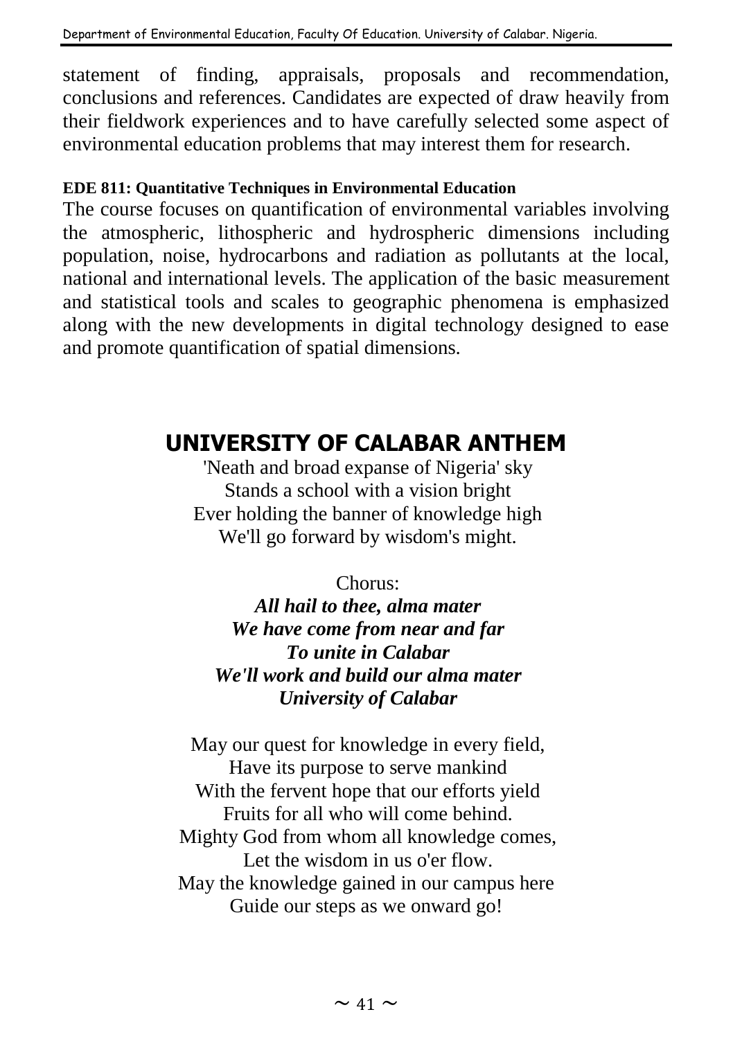statement of finding, appraisals, proposals and recommendation, conclusions and references. Candidates are expected of draw heavily from their fieldwork experiences and to have carefully selected some aspect of environmental education problems that may interest them for research.

**EDE 811: Quantitative Techniques in Environmental Education**

The course focuses on quantification of environmental variables involving the atmospheric, lithospheric and hydrospheric dimensions including population, noise, hydrocarbons and radiation as pollutants at the local, national and international levels. The application of the basic measurement and statistical tools and scales to geographic phenomena is emphasized along with the new developments in digital technology designed to ease and promote quantification of spatial dimensions.

## UNIVERSITY OF CALABAR ANTHEM

'Neath and broad expanse of Nigeria' sky
Stands a school with a vision bright
Ever holding the banner of knowledge high
We'll go forward by wisdom's might.

Chorus:
***All hail to thee, alma mater***
***We have come from near and far***
***To unite in Calabar***
***We'll work and build our alma mater***
***University of Calabar***

May our quest for knowledge in every field,
Have its purpose to serve mankind
With the fervent hope that our efforts yield
Fruits for all who will come behind.
Mighty God from whom all knowledge comes,
Let the wisdom in us o'er flow.
May the knowledge gained in our campus here
Guide our steps as we onward go!